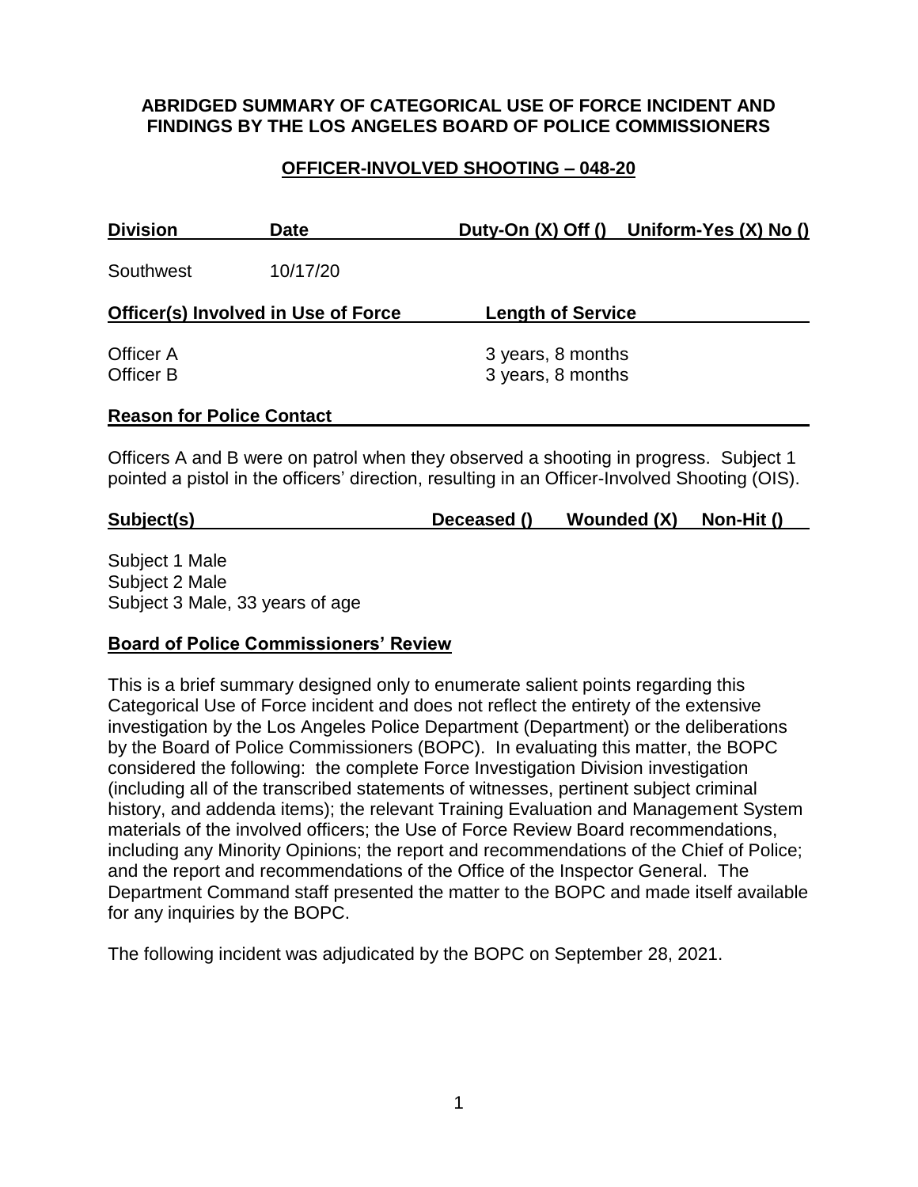# ABRIDGED SUMMARY OF CATEGORICAL USE OF FORCE INCIDENT AND FINDINGS BY THE LOS ANGELES BOARD OF POLICE COMMISSIONERS

## OFFICER-INVOLVED SHOOTING – 048-20

| Division | Date | Duty-On (X) Off () | Uniform-Yes (X) No () |
|---|---|---|---|
| Southwest | 10/17/20 | | |

| Officer(s) Involved in Use of Force | Length of Service |
|---|---|
| Officer A | 3 years, 8 months |
| Officer B | 3 years, 8 months |

**Reason for Police Contact**

Officers A and B were on patrol when they observed a shooting in progress. Subject 1 pointed a pistol in the officers' direction, resulting in an Officer-Involved Shooting (OIS).

| Subject(s) | Deceased () | Wounded (X) | Non-Hit () |
|---|---|---|---|

Subject 1 Male
Subject 2 Male
Subject 3 Male, 33 years of age

**Board of Police Commissioners' Review**

This is a brief summary designed only to enumerate salient points regarding this Categorical Use of Force incident and does not reflect the entirety of the extensive investigation by the Los Angeles Police Department (Department) or the deliberations by the Board of Police Commissioners (BOPC). In evaluating this matter, the BOPC considered the following: the complete Force Investigation Division investigation (including all of the transcribed statements of witnesses, pertinent subject criminal history, and addenda items); the relevant Training Evaluation and Management System materials of the involved officers; the Use of Force Review Board recommendations, including any Minority Opinions; the report and recommendations of the Chief of Police; and the report and recommendations of the Office of the Inspector General. The Department Command staff presented the matter to the BOPC and made itself available for any inquiries by the BOPC.

The following incident was adjudicated by the BOPC on September 28, 2021.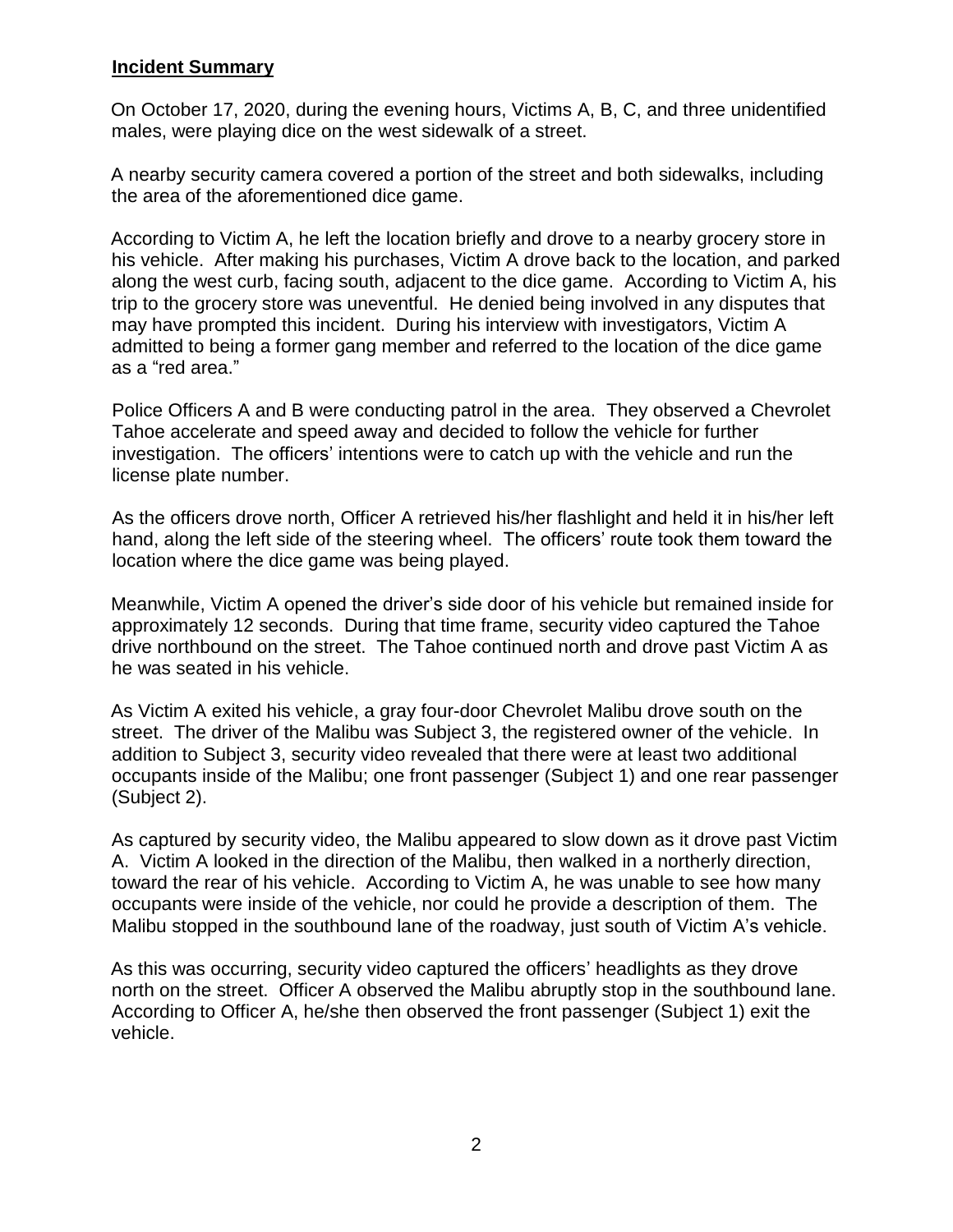**Incident Summary**

On October 17, 2020, during the evening hours, Victims A, B, C, and three unidentified males, were playing dice on the west sidewalk of a street.

A nearby security camera covered a portion of the street and both sidewalks, including the area of the aforementioned dice game.

According to Victim A, he left the location briefly and drove to a nearby grocery store in his vehicle. After making his purchases, Victim A drove back to the location, and parked along the west curb, facing south, adjacent to the dice game. According to Victim A, his trip to the grocery store was uneventful. He denied being involved in any disputes that may have prompted this incident. During his interview with investigators, Victim A admitted to being a former gang member and referred to the location of the dice game as a "red area."

Police Officers A and B were conducting patrol in the area. They observed a Chevrolet Tahoe accelerate and speed away and decided to follow the vehicle for further investigation. The officers' intentions were to catch up with the vehicle and run the license plate number.

As the officers drove north, Officer A retrieved his/her flashlight and held it in his/her left hand, along the left side of the steering wheel. The officers' route took them toward the location where the dice game was being played.

Meanwhile, Victim A opened the driver's side door of his vehicle but remained inside for approximately 12 seconds. During that time frame, security video captured the Tahoe drive northbound on the street. The Tahoe continued north and drove past Victim A as he was seated in his vehicle.

As Victim A exited his vehicle, a gray four-door Chevrolet Malibu drove south on the street. The driver of the Malibu was Subject 3, the registered owner of the vehicle. In addition to Subject 3, security video revealed that there were at least two additional occupants inside of the Malibu; one front passenger (Subject 1) and one rear passenger (Subject 2).

As captured by security video, the Malibu appeared to slow down as it drove past Victim A. Victim A looked in the direction of the Malibu, then walked in a northerly direction, toward the rear of his vehicle. According to Victim A, he was unable to see how many occupants were inside of the vehicle, nor could he provide a description of them. The Malibu stopped in the southbound lane of the roadway, just south of Victim A's vehicle.

As this was occurring, security video captured the officers' headlights as they drove north on the street. Officer A observed the Malibu abruptly stop in the southbound lane. According to Officer A, he/she then observed the front passenger (Subject 1) exit the vehicle.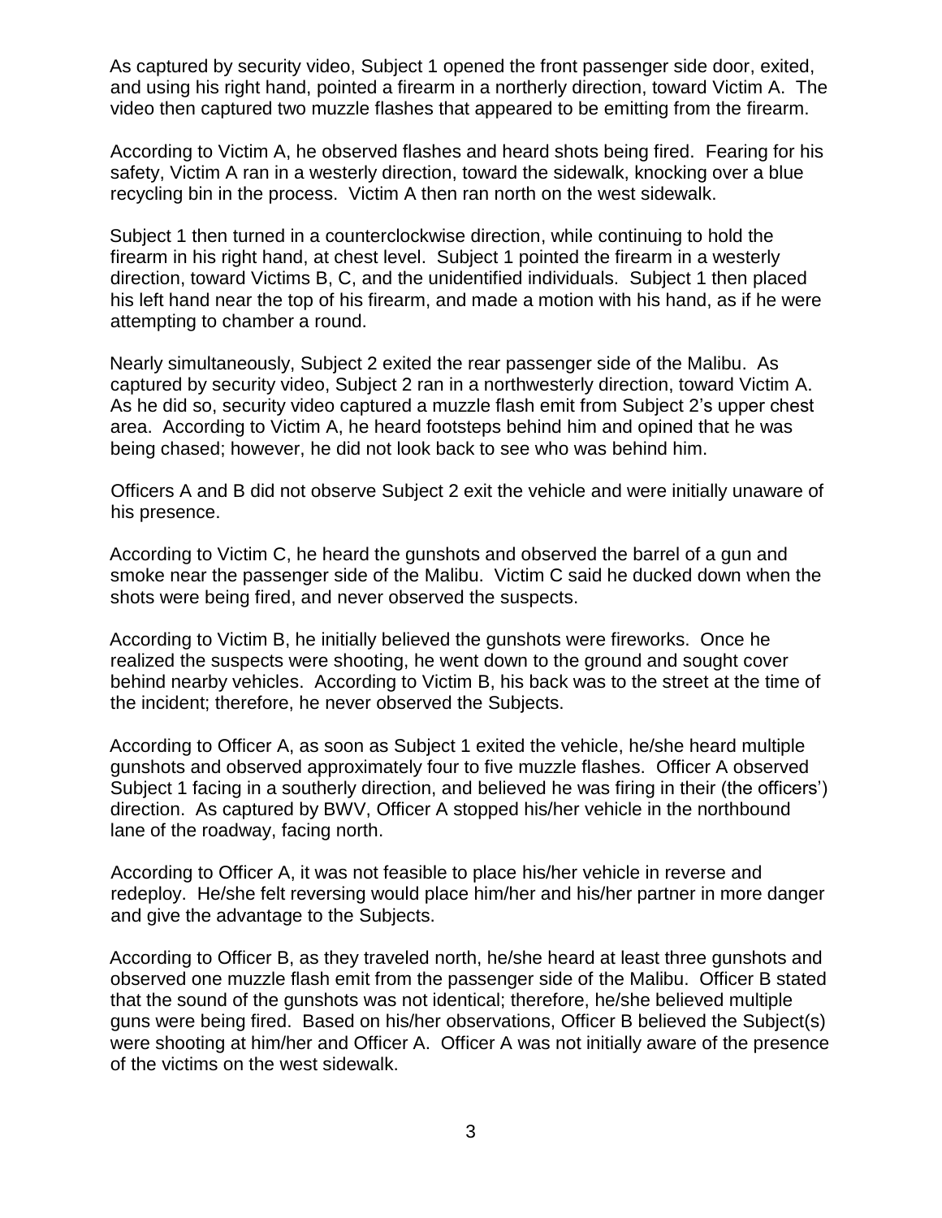As captured by security video, Subject 1 opened the front passenger side door, exited, and using his right hand, pointed a firearm in a northerly direction, toward Victim A. The video then captured two muzzle flashes that appeared to be emitting from the firearm.

According to Victim A, he observed flashes and heard shots being fired. Fearing for his safety, Victim A ran in a westerly direction, toward the sidewalk, knocking over a blue recycling bin in the process. Victim A then ran north on the west sidewalk.

Subject 1 then turned in a counterclockwise direction, while continuing to hold the firearm in his right hand, at chest level. Subject 1 pointed the firearm in a westerly direction, toward Victims B, C, and the unidentified individuals. Subject 1 then placed his left hand near the top of his firearm, and made a motion with his hand, as if he were attempting to chamber a round.

Nearly simultaneously, Subject 2 exited the rear passenger side of the Malibu. As captured by security video, Subject 2 ran in a northwesterly direction, toward Victim A. As he did so, security video captured a muzzle flash emit from Subject 2's upper chest area. According to Victim A, he heard footsteps behind him and opined that he was being chased; however, he did not look back to see who was behind him.

Officers A and B did not observe Subject 2 exit the vehicle and were initially unaware of his presence.

According to Victim C, he heard the gunshots and observed the barrel of a gun and smoke near the passenger side of the Malibu. Victim C said he ducked down when the shots were being fired, and never observed the suspects.

According to Victim B, he initially believed the gunshots were fireworks. Once he realized the suspects were shooting, he went down to the ground and sought cover behind nearby vehicles. According to Victim B, his back was to the street at the time of the incident; therefore, he never observed the Subjects.

According to Officer A, as soon as Subject 1 exited the vehicle, he/she heard multiple gunshots and observed approximately four to five muzzle flashes. Officer A observed Subject 1 facing in a southerly direction, and believed he was firing in their (the officers') direction. As captured by BWV, Officer A stopped his/her vehicle in the northbound lane of the roadway, facing north.

According to Officer A, it was not feasible to place his/her vehicle in reverse and redeploy. He/she felt reversing would place him/her and his/her partner in more danger and give the advantage to the Subjects.

According to Officer B, as they traveled north, he/she heard at least three gunshots and observed one muzzle flash emit from the passenger side of the Malibu. Officer B stated that the sound of the gunshots was not identical; therefore, he/she believed multiple guns were being fired. Based on his/her observations, Officer B believed the Subject(s) were shooting at him/her and Officer A. Officer A was not initially aware of the presence of the victims on the west sidewalk.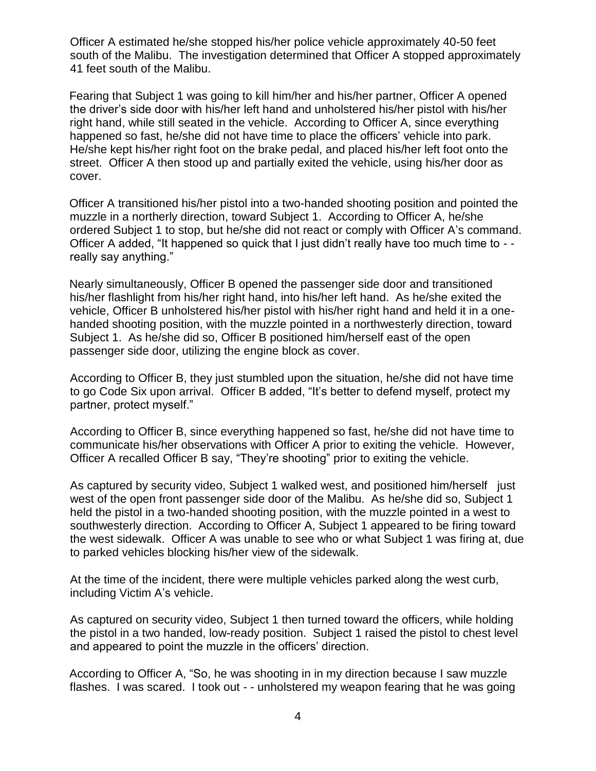Officer A estimated he/she stopped his/her police vehicle approximately 40-50 feet south of the Malibu. The investigation determined that Officer A stopped approximately 41 feet south of the Malibu.

Fearing that Subject 1 was going to kill him/her and his/her partner, Officer A opened the driver's side door with his/her left hand and unholstered his/her pistol with his/her right hand, while still seated in the vehicle. According to Officer A, since everything happened so fast, he/she did not have time to place the officers' vehicle into park. He/She kept his/her right foot on the brake pedal, and placed his/her left foot onto the street. Officer A then stood up and partially exited the vehicle, using his/her door as cover.

Officer A transitioned his/her pistol into a two-handed shooting position and pointed the muzzle in a northerly direction, toward Subject 1. According to Officer A, he/she ordered Subject 1 to stop, but he/she did not react or comply with Officer A's command. Officer A added, "It happened so quick that I just didn't really have too much time to - - really say anything."

Nearly simultaneously, Officer B opened the passenger side door and transitioned his/her flashlight from his/her right hand, into his/her left hand. As he/she exited the vehicle, Officer B unholstered his/her pistol with his/her right hand and held it in a one-handed shooting position, with the muzzle pointed in a northwesterly direction, toward Subject 1. As he/she did so, Officer B positioned him/herself east of the open passenger side door, utilizing the engine block as cover.

According to Officer B, they just stumbled upon the situation, he/she did not have time to go Code Six upon arrival. Officer B added, "It's better to defend myself, protect my partner, protect myself."

According to Officer B, since everything happened so fast, he/she did not have time to communicate his/her observations with Officer A prior to exiting the vehicle. However, Officer A recalled Officer B say, "They're shooting" prior to exiting the vehicle.

As captured by security video, Subject 1 walked west, and positioned him/herself just west of the open front passenger side door of the Malibu. As he/she did so, Subject 1 held the pistol in a two-handed shooting position, with the muzzle pointed in a west to southwesterly direction. According to Officer A, Subject 1 appeared to be firing toward the west sidewalk. Officer A was unable to see who or what Subject 1 was firing at, due to parked vehicles blocking his/her view of the sidewalk.

At the time of the incident, there were multiple vehicles parked along the west curb, including Victim A's vehicle.

As captured on security video, Subject 1 then turned toward the officers, while holding the pistol in a two handed, low-ready position. Subject 1 raised the pistol to chest level and appeared to point the muzzle in the officers' direction.

According to Officer A, "So, he was shooting in in my direction because I saw muzzle flashes. I was scared. I took out - - unholstered my weapon fearing that he was going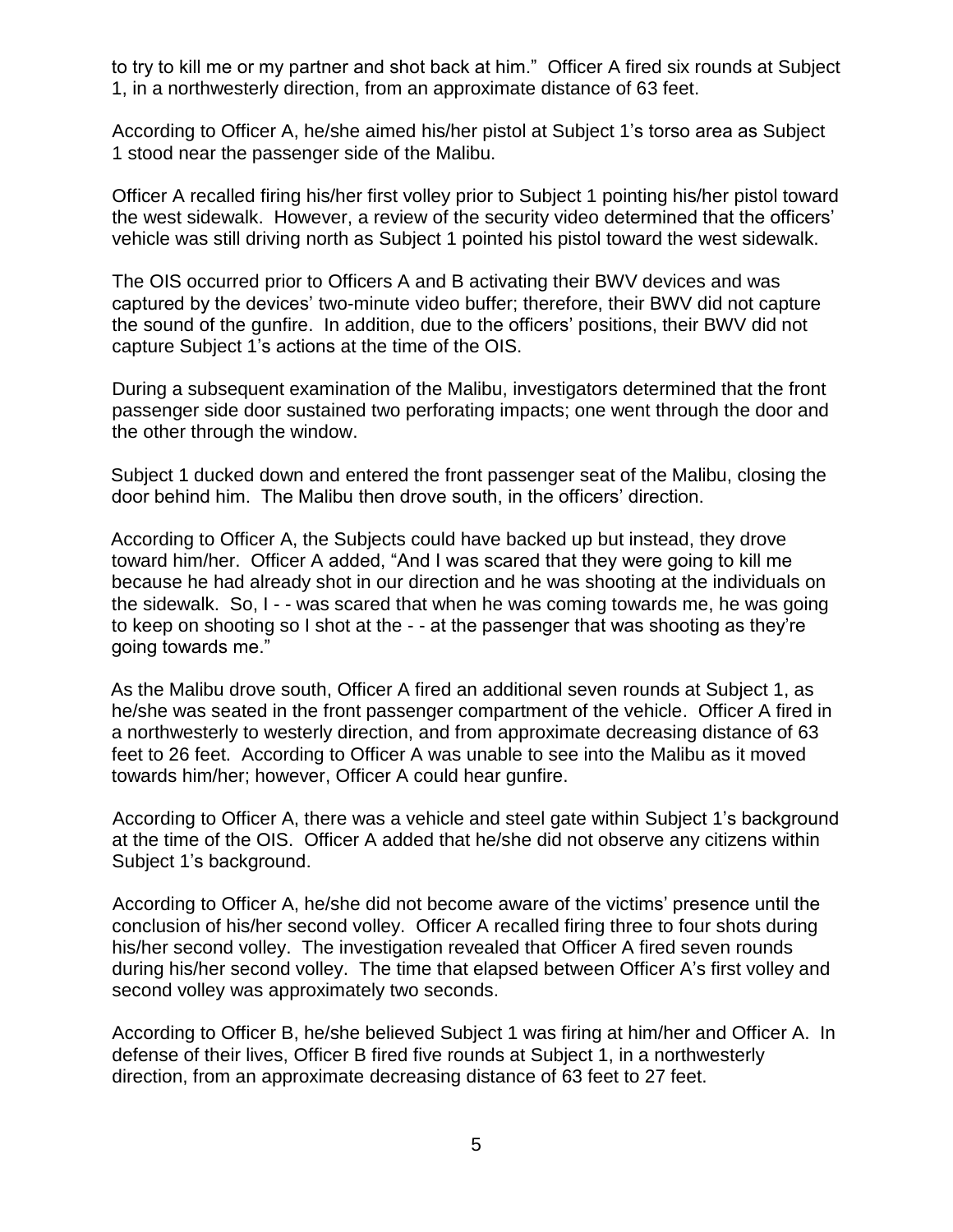to try to kill me or my partner and shot back at him." Officer A fired six rounds at Subject 1, in a northwesterly direction, from an approximate distance of 63 feet.

According to Officer A, he/she aimed his/her pistol at Subject 1's torso area as Subject 1 stood near the passenger side of the Malibu.

Officer A recalled firing his/her first volley prior to Subject 1 pointing his/her pistol toward the west sidewalk. However, a review of the security video determined that the officers' vehicle was still driving north as Subject 1 pointed his pistol toward the west sidewalk.

The OIS occurred prior to Officers A and B activating their BWV devices and was captured by the devices' two-minute video buffer; therefore, their BWV did not capture the sound of the gunfire. In addition, due to the officers' positions, their BWV did not capture Subject 1's actions at the time of the OIS.

During a subsequent examination of the Malibu, investigators determined that the front passenger side door sustained two perforating impacts; one went through the door and the other through the window.

Subject 1 ducked down and entered the front passenger seat of the Malibu, closing the door behind him. The Malibu then drove south, in the officers' direction.

According to Officer A, the Subjects could have backed up but instead, they drove toward him/her. Officer A added, "And I was scared that they were going to kill me because he had already shot in our direction and he was shooting at the individuals on the sidewalk. So, I - - was scared that when he was coming towards me, he was going to keep on shooting so I shot at the - - at the passenger that was shooting as they're going towards me."

As the Malibu drove south, Officer A fired an additional seven rounds at Subject 1, as he/she was seated in the front passenger compartment of the vehicle. Officer A fired in a northwesterly to westerly direction, and from approximate decreasing distance of 63 feet to 26 feet. According to Officer A was unable to see into the Malibu as it moved towards him/her; however, Officer A could hear gunfire.

According to Officer A, there was a vehicle and steel gate within Subject 1's background at the time of the OIS. Officer A added that he/she did not observe any citizens within Subject 1's background.

According to Officer A, he/she did not become aware of the victims' presence until the conclusion of his/her second volley. Officer A recalled firing three to four shots during his/her second volley. The investigation revealed that Officer A fired seven rounds during his/her second volley. The time that elapsed between Officer A's first volley and second volley was approximately two seconds.

According to Officer B, he/she believed Subject 1 was firing at him/her and Officer A. In defense of their lives, Officer B fired five rounds at Subject 1, in a northwesterly direction, from an approximate decreasing distance of 63 feet to 27 feet.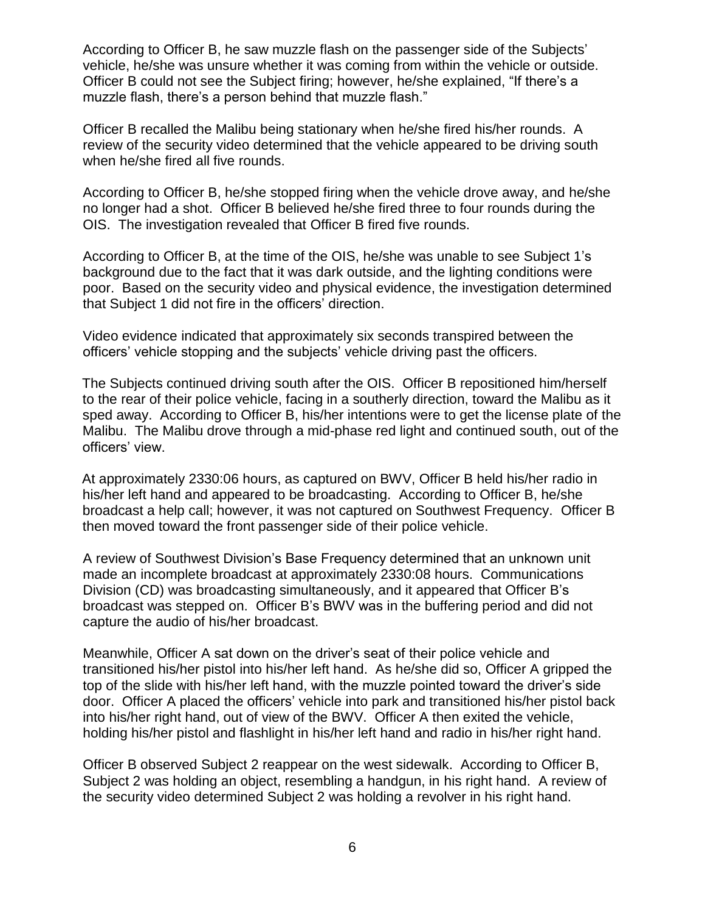According to Officer B, he saw muzzle flash on the passenger side of the Subjects' vehicle, he/she was unsure whether it was coming from within the vehicle or outside. Officer B could not see the Subject firing; however, he/she explained, "If there's a muzzle flash, there's a person behind that muzzle flash."

Officer B recalled the Malibu being stationary when he/she fired his/her rounds. A review of the security video determined that the vehicle appeared to be driving south when he/she fired all five rounds.

According to Officer B, he/she stopped firing when the vehicle drove away, and he/she no longer had a shot. Officer B believed he/she fired three to four rounds during the OIS. The investigation revealed that Officer B fired five rounds.

According to Officer B, at the time of the OIS, he/she was unable to see Subject 1's background due to the fact that it was dark outside, and the lighting conditions were poor. Based on the security video and physical evidence, the investigation determined that Subject 1 did not fire in the officers' direction.

Video evidence indicated that approximately six seconds transpired between the officers' vehicle stopping and the subjects' vehicle driving past the officers.

The Subjects continued driving south after the OIS. Officer B repositioned him/herself to the rear of their police vehicle, facing in a southerly direction, toward the Malibu as it sped away. According to Officer B, his/her intentions were to get the license plate of the Malibu. The Malibu drove through a mid-phase red light and continued south, out of the officers' view.

At approximately 2330:06 hours, as captured on BWV, Officer B held his/her radio in his/her left hand and appeared to be broadcasting. According to Officer B, he/she broadcast a help call; however, it was not captured on Southwest Frequency. Officer B then moved toward the front passenger side of their police vehicle.

A review of Southwest Division's Base Frequency determined that an unknown unit made an incomplete broadcast at approximately 2330:08 hours. Communications Division (CD) was broadcasting simultaneously, and it appeared that Officer B's broadcast was stepped on. Officer B's BWV was in the buffering period and did not capture the audio of his/her broadcast.

Meanwhile, Officer A sat down on the driver's seat of their police vehicle and transitioned his/her pistol into his/her left hand. As he/she did so, Officer A gripped the top of the slide with his/her left hand, with the muzzle pointed toward the driver's side door. Officer A placed the officers' vehicle into park and transitioned his/her pistol back into his/her right hand, out of view of the BWV. Officer A then exited the vehicle, holding his/her pistol and flashlight in his/her left hand and radio in his/her right hand.

Officer B observed Subject 2 reappear on the west sidewalk. According to Officer B, Subject 2 was holding an object, resembling a handgun, in his right hand. A review of the security video determined Subject 2 was holding a revolver in his right hand.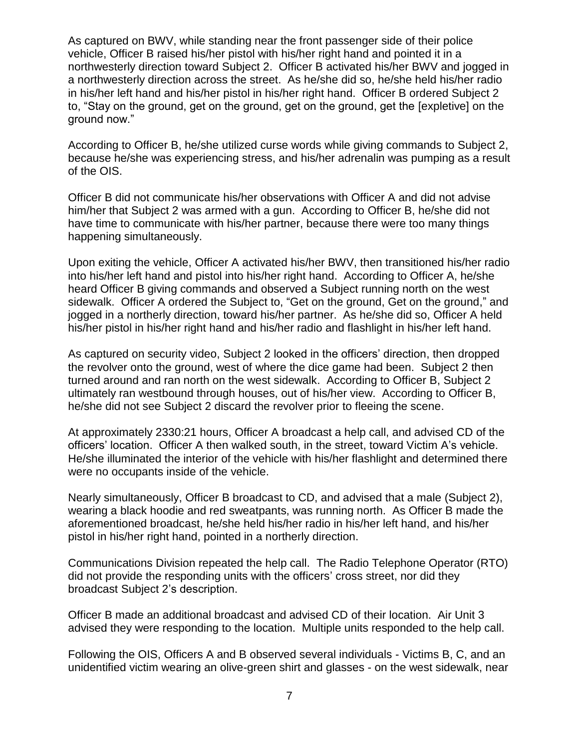As captured on BWV, while standing near the front passenger side of their police vehicle, Officer B raised his/her pistol with his/her right hand and pointed it in a northwesterly direction toward Subject 2. Officer B activated his/her BWV and jogged in a northwesterly direction across the street. As he/she did so, he/she held his/her radio in his/her left hand and his/her pistol in his/her right hand. Officer B ordered Subject 2 to, "Stay on the ground, get on the ground, get on the ground, get the [expletive] on the ground now."

According to Officer B, he/she utilized curse words while giving commands to Subject 2, because he/she was experiencing stress, and his/her adrenalin was pumping as a result of the OIS.

Officer B did not communicate his/her observations with Officer A and did not advise him/her that Subject 2 was armed with a gun. According to Officer B, he/she did not have time to communicate with his/her partner, because there were too many things happening simultaneously.

Upon exiting the vehicle, Officer A activated his/her BWV, then transitioned his/her radio into his/her left hand and pistol into his/her right hand. According to Officer A, he/she heard Officer B giving commands and observed a Subject running north on the west sidewalk. Officer A ordered the Subject to, "Get on the ground, Get on the ground," and jogged in a northerly direction, toward his/her partner. As he/she did so, Officer A held his/her pistol in his/her right hand and his/her radio and flashlight in his/her left hand.

As captured on security video, Subject 2 looked in the officers' direction, then dropped the revolver onto the ground, west of where the dice game had been. Subject 2 then turned around and ran north on the west sidewalk. According to Officer B, Subject 2 ultimately ran westbound through houses, out of his/her view. According to Officer B, he/she did not see Subject 2 discard the revolver prior to fleeing the scene.

At approximately 2330:21 hours, Officer A broadcast a help call, and advised CD of the officers' location. Officer A then walked south, in the street, toward Victim A's vehicle. He/she illuminated the interior of the vehicle with his/her flashlight and determined there were no occupants inside of the vehicle.

Nearly simultaneously, Officer B broadcast to CD, and advised that a male (Subject 2), wearing a black hoodie and red sweatpants, was running north. As Officer B made the aforementioned broadcast, he/she held his/her radio in his/her left hand, and his/her pistol in his/her right hand, pointed in a northerly direction.

Communications Division repeated the help call. The Radio Telephone Operator (RTO) did not provide the responding units with the officers' cross street, nor did they broadcast Subject 2's description.

Officer B made an additional broadcast and advised CD of their location. Air Unit 3 advised they were responding to the location. Multiple units responded to the help call.

Following the OIS, Officers A and B observed several individuals - Victims B, C, and an unidentified victim wearing an olive-green shirt and glasses - on the west sidewalk, near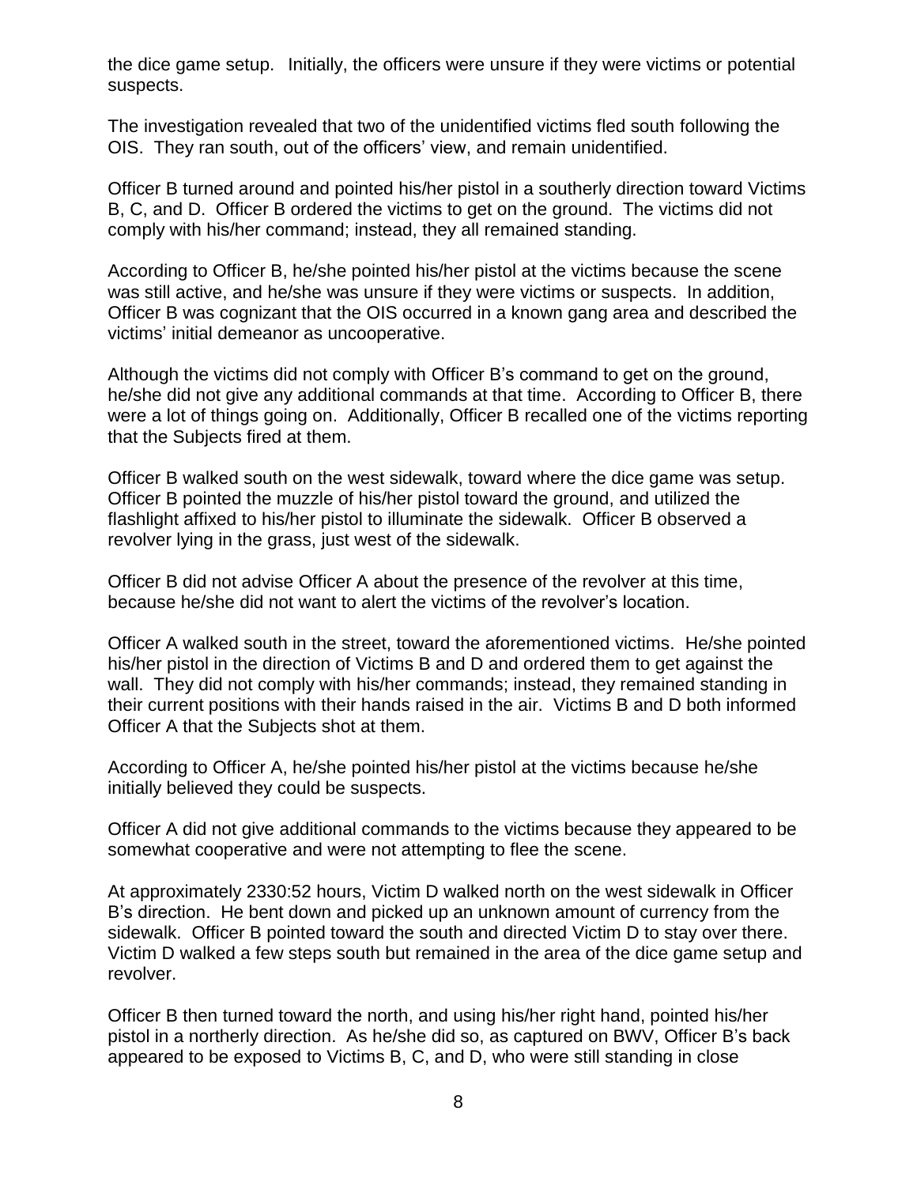the dice game setup. Initially, the officers were unsure if they were victims or potential suspects.

The investigation revealed that two of the unidentified victims fled south following the OIS. They ran south, out of the officers' view, and remain unidentified.

Officer B turned around and pointed his/her pistol in a southerly direction toward Victims B, C, and D. Officer B ordered the victims to get on the ground. The victims did not comply with his/her command; instead, they all remained standing.

According to Officer B, he/she pointed his/her pistol at the victims because the scene was still active, and he/she was unsure if they were victims or suspects. In addition, Officer B was cognizant that the OIS occurred in a known gang area and described the victims' initial demeanor as uncooperative.

Although the victims did not comply with Officer B's command to get on the ground, he/she did not give any additional commands at that time. According to Officer B, there were a lot of things going on. Additionally, Officer B recalled one of the victims reporting that the Subjects fired at them.

Officer B walked south on the west sidewalk, toward where the dice game was setup. Officer B pointed the muzzle of his/her pistol toward the ground, and utilized the flashlight affixed to his/her pistol to illuminate the sidewalk. Officer B observed a revolver lying in the grass, just west of the sidewalk.

Officer B did not advise Officer A about the presence of the revolver at this time, because he/she did not want to alert the victims of the revolver's location.

Officer A walked south in the street, toward the aforementioned victims. He/she pointed his/her pistol in the direction of Victims B and D and ordered them to get against the wall. They did not comply with his/her commands; instead, they remained standing in their current positions with their hands raised in the air. Victims B and D both informed Officer A that the Subjects shot at them.

According to Officer A, he/she pointed his/her pistol at the victims because he/she initially believed they could be suspects.

Officer A did not give additional commands to the victims because they appeared to be somewhat cooperative and were not attempting to flee the scene.

At approximately 2330:52 hours, Victim D walked north on the west sidewalk in Officer B's direction. He bent down and picked up an unknown amount of currency from the sidewalk. Officer B pointed toward the south and directed Victim D to stay over there. Victim D walked a few steps south but remained in the area of the dice game setup and revolver.

Officer B then turned toward the north, and using his/her right hand, pointed his/her pistol in a northerly direction. As he/she did so, as captured on BWV, Officer B's back appeared to be exposed to Victims B, C, and D, who were still standing in close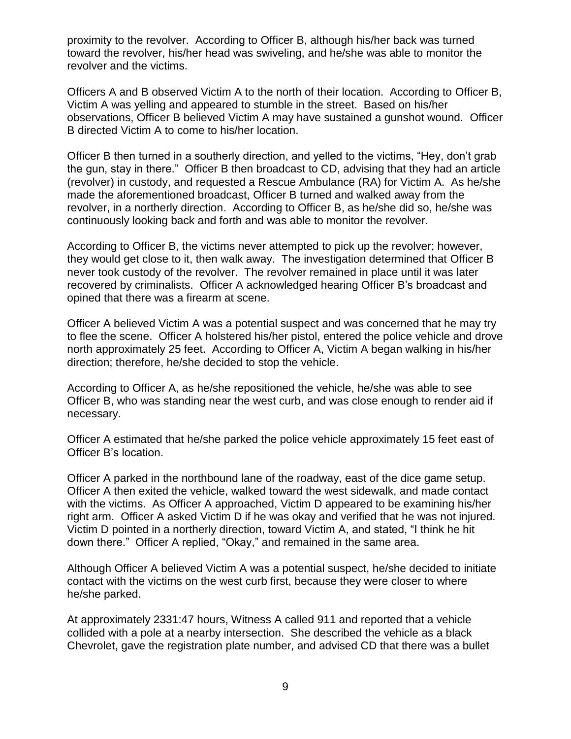proximity to the revolver. According to Officer B, although his/her back was turned toward the revolver, his/her head was swiveling, and he/she was able to monitor the revolver and the victims.

Officers A and B observed Victim A to the north of their location. According to Officer B, Victim A was yelling and appeared to stumble in the street. Based on his/her observations, Officer B believed Victim A may have sustained a gunshot wound. Officer B directed Victim A to come to his/her location.

Officer B then turned in a southerly direction, and yelled to the victims, "Hey, don't grab the gun, stay in there." Officer B then broadcast to CD, advising that they had an article (revolver) in custody, and requested a Rescue Ambulance (RA) for Victim A. As he/she made the aforementioned broadcast, Officer B turned and walked away from the revolver, in a northerly direction. According to Officer B, as he/she did so, he/she was continuously looking back and forth and was able to monitor the revolver.

According to Officer B, the victims never attempted to pick up the revolver; however, they would get close to it, then walk away. The investigation determined that Officer B never took custody of the revolver. The revolver remained in place until it was later recovered by criminalists. Officer A acknowledged hearing Officer B's broadcast and opined that there was a firearm at scene.

Officer A believed Victim A was a potential suspect and was concerned that he may try to flee the scene. Officer A holstered his/her pistol, entered the police vehicle and drove north approximately 25 feet. According to Officer A, Victim A began walking in his/her direction; therefore, he/she decided to stop the vehicle.

According to Officer A, as he/she repositioned the vehicle, he/she was able to see Officer B, who was standing near the west curb, and was close enough to render aid if necessary.

Officer A estimated that he/she parked the police vehicle approximately 15 feet east of Officer B's location.

Officer A parked in the northbound lane of the roadway, east of the dice game setup. Officer A then exited the vehicle, walked toward the west sidewalk, and made contact with the victims. As Officer A approached, Victim D appeared to be examining his/her right arm. Officer A asked Victim D if he was okay and verified that he was not injured. Victim D pointed in a northerly direction, toward Victim A, and stated, "I think he hit down there." Officer A replied, "Okay," and remained in the same area.

Although Officer A believed Victim A was a potential suspect, he/she decided to initiate contact with the victims on the west curb first, because they were closer to where he/she parked.

At approximately 2331:47 hours, Witness A called 911 and reported that a vehicle collided with a pole at a nearby intersection. She described the vehicle as a black Chevrolet, gave the registration plate number, and advised CD that there was a bullet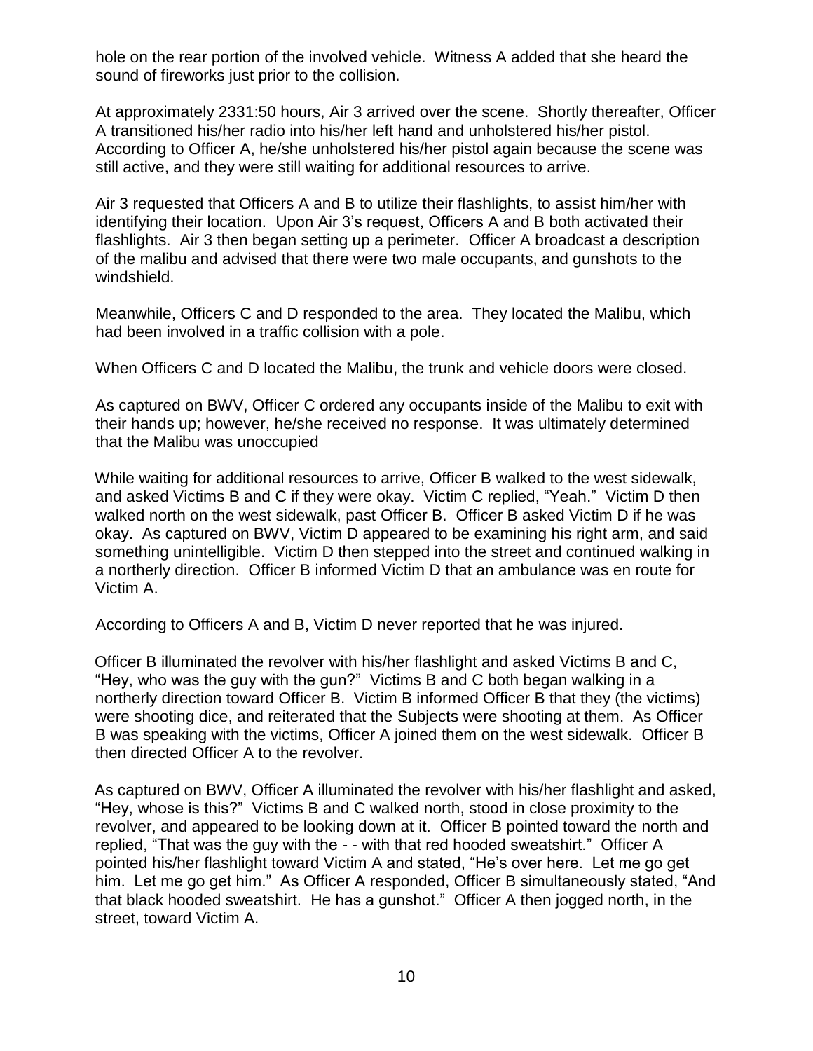hole on the rear portion of the involved vehicle. Witness A added that she heard the sound of fireworks just prior to the collision.

At approximately 2331:50 hours, Air 3 arrived over the scene. Shortly thereafter, Officer A transitioned his/her radio into his/her left hand and unholstered his/her pistol. According to Officer A, he/she unholstered his/her pistol again because the scene was still active, and they were still waiting for additional resources to arrive.

Air 3 requested that Officers A and B to utilize their flashlights, to assist him/her with identifying their location. Upon Air 3's request, Officers A and B both activated their flashlights. Air 3 then began setting up a perimeter. Officer A broadcast a description of the malibu and advised that there were two male occupants, and gunshots to the windshield.

Meanwhile, Officers C and D responded to the area. They located the Malibu, which had been involved in a traffic collision with a pole.

When Officers C and D located the Malibu, the trunk and vehicle doors were closed.

As captured on BWV, Officer C ordered any occupants inside of the Malibu to exit with their hands up; however, he/she received no response. It was ultimately determined that the Malibu was unoccupied

While waiting for additional resources to arrive, Officer B walked to the west sidewalk, and asked Victims B and C if they were okay. Victim C replied, "Yeah." Victim D then walked north on the west sidewalk, past Officer B. Officer B asked Victim D if he was okay. As captured on BWV, Victim D appeared to be examining his right arm, and said something unintelligible. Victim D then stepped into the street and continued walking in a northerly direction. Officer B informed Victim D that an ambulance was en route for Victim A.

According to Officers A and B, Victim D never reported that he was injured.

Officer B illuminated the revolver with his/her flashlight and asked Victims B and C, "Hey, who was the guy with the gun?" Victims B and C both began walking in a northerly direction toward Officer B. Victim B informed Officer B that they (the victims) were shooting dice, and reiterated that the Subjects were shooting at them. As Officer B was speaking with the victims, Officer A joined them on the west sidewalk. Officer B then directed Officer A to the revolver.

As captured on BWV, Officer A illuminated the revolver with his/her flashlight and asked, "Hey, whose is this?" Victims B and C walked north, stood in close proximity to the revolver, and appeared to be looking down at it. Officer B pointed toward the north and replied, "That was the guy with the - - with that red hooded sweatshirt." Officer A pointed his/her flashlight toward Victim A and stated, "He's over here. Let me go get him. Let me go get him." As Officer A responded, Officer B simultaneously stated, "And that black hooded sweatshirt. He has a gunshot." Officer A then jogged north, in the street, toward Victim A.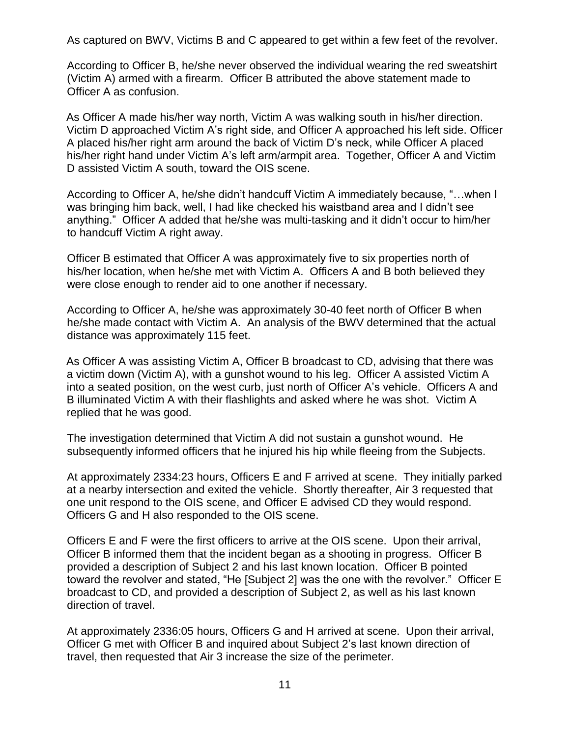As captured on BWV, Victims B and C appeared to get within a few feet of the revolver.

According to Officer B, he/she never observed the individual wearing the red sweatshirt (Victim A) armed with a firearm. Officer B attributed the above statement made to Officer A as confusion.

As Officer A made his/her way north, Victim A was walking south in his/her direction. Victim D approached Victim A's right side, and Officer A approached his left side. Officer A placed his/her right arm around the back of Victim D's neck, while Officer A placed his/her right hand under Victim A's left arm/armpit area. Together, Officer A and Victim D assisted Victim A south, toward the OIS scene.

According to Officer A, he/she didn't handcuff Victim A immediately because, "…when I was bringing him back, well, I had like checked his waistband area and I didn't see anything." Officer A added that he/she was multi-tasking and it didn't occur to him/her to handcuff Victim A right away.

Officer B estimated that Officer A was approximately five to six properties north of his/her location, when he/she met with Victim A. Officers A and B both believed they were close enough to render aid to one another if necessary.

According to Officer A, he/she was approximately 30-40 feet north of Officer B when he/she made contact with Victim A. An analysis of the BWV determined that the actual distance was approximately 115 feet.

As Officer A was assisting Victim A, Officer B broadcast to CD, advising that there was a victim down (Victim A), with a gunshot wound to his leg. Officer A assisted Victim A into a seated position, on the west curb, just north of Officer A's vehicle. Officers A and B illuminated Victim A with their flashlights and asked where he was shot. Victim A replied that he was good.

The investigation determined that Victim A did not sustain a gunshot wound. He subsequently informed officers that he injured his hip while fleeing from the Subjects.

At approximately 2334:23 hours, Officers E and F arrived at scene. They initially parked at a nearby intersection and exited the vehicle. Shortly thereafter, Air 3 requested that one unit respond to the OIS scene, and Officer E advised CD they would respond. Officers G and H also responded to the OIS scene.

Officers E and F were the first officers to arrive at the OIS scene. Upon their arrival, Officer B informed them that the incident began as a shooting in progress. Officer B provided a description of Subject 2 and his last known location. Officer B pointed toward the revolver and stated, "He [Subject 2] was the one with the revolver." Officer E broadcast to CD, and provided a description of Subject 2, as well as his last known direction of travel.

At approximately 2336:05 hours, Officers G and H arrived at scene. Upon their arrival, Officer G met with Officer B and inquired about Subject 2's last known direction of travel, then requested that Air 3 increase the size of the perimeter.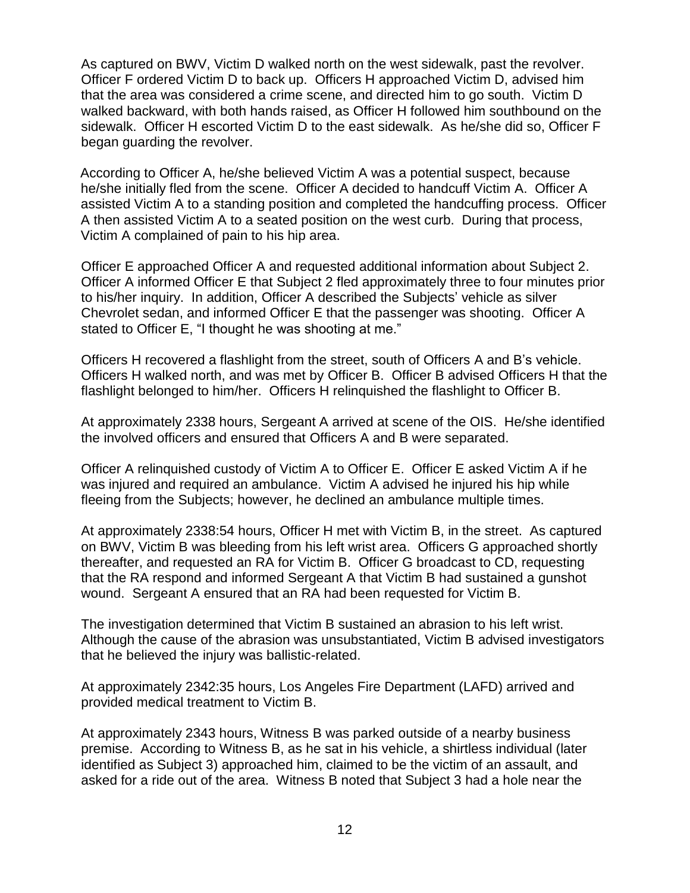As captured on BWV, Victim D walked north on the west sidewalk, past the revolver. Officer F ordered Victim D to back up. Officers H approached Victim D, advised him that the area was considered a crime scene, and directed him to go south. Victim D walked backward, with both hands raised, as Officer H followed him southbound on the sidewalk. Officer H escorted Victim D to the east sidewalk. As he/she did so, Officer F began guarding the revolver.

According to Officer A, he/she believed Victim A was a potential suspect, because he/she initially fled from the scene. Officer A decided to handcuff Victim A. Officer A assisted Victim A to a standing position and completed the handcuffing process. Officer A then assisted Victim A to a seated position on the west curb. During that process, Victim A complained of pain to his hip area.

Officer E approached Officer A and requested additional information about Subject 2. Officer A informed Officer E that Subject 2 fled approximately three to four minutes prior to his/her inquiry. In addition, Officer A described the Subjects' vehicle as silver Chevrolet sedan, and informed Officer E that the passenger was shooting. Officer A stated to Officer E, "I thought he was shooting at me."

Officers H recovered a flashlight from the street, south of Officers A and B's vehicle. Officers H walked north, and was met by Officer B. Officer B advised Officers H that the flashlight belonged to him/her. Officers H relinquished the flashlight to Officer B.

At approximately 2338 hours, Sergeant A arrived at scene of the OIS. He/she identified the involved officers and ensured that Officers A and B were separated.

Officer A relinquished custody of Victim A to Officer E. Officer E asked Victim A if he was injured and required an ambulance. Victim A advised he injured his hip while fleeing from the Subjects; however, he declined an ambulance multiple times.

At approximately 2338:54 hours, Officer H met with Victim B, in the street. As captured on BWV, Victim B was bleeding from his left wrist area. Officers G approached shortly thereafter, and requested an RA for Victim B. Officer G broadcast to CD, requesting that the RA respond and informed Sergeant A that Victim B had sustained a gunshot wound. Sergeant A ensured that an RA had been requested for Victim B.

The investigation determined that Victim B sustained an abrasion to his left wrist. Although the cause of the abrasion was unsubstantiated, Victim B advised investigators that he believed the injury was ballistic-related.

At approximately 2342:35 hours, Los Angeles Fire Department (LAFD) arrived and provided medical treatment to Victim B.

At approximately 2343 hours, Witness B was parked outside of a nearby business premise. According to Witness B, as he sat in his vehicle, a shirtless individual (later identified as Subject 3) approached him, claimed to be the victim of an assault, and asked for a ride out of the area. Witness B noted that Subject 3 had a hole near the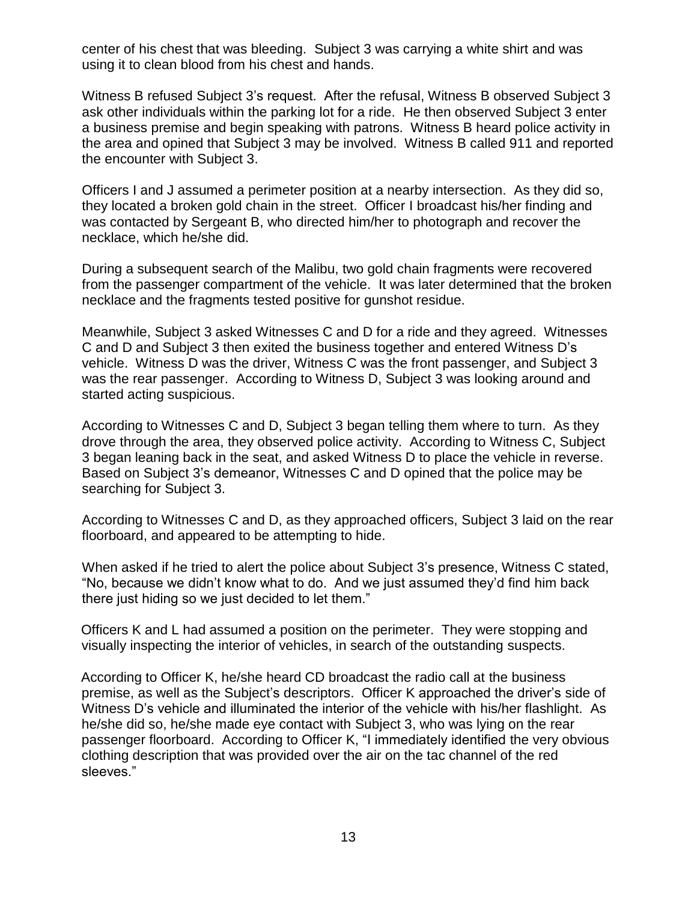center of his chest that was bleeding. Subject 3 was carrying a white shirt and was using it to clean blood from his chest and hands.

Witness B refused Subject 3's request. After the refusal, Witness B observed Subject 3 ask other individuals within the parking lot for a ride. He then observed Subject 3 enter a business premise and begin speaking with patrons. Witness B heard police activity in the area and opined that Subject 3 may be involved. Witness B called 911 and reported the encounter with Subject 3.

Officers I and J assumed a perimeter position at a nearby intersection. As they did so, they located a broken gold chain in the street. Officer I broadcast his/her finding and was contacted by Sergeant B, who directed him/her to photograph and recover the necklace, which he/she did.

During a subsequent search of the Malibu, two gold chain fragments were recovered from the passenger compartment of the vehicle. It was later determined that the broken necklace and the fragments tested positive for gunshot residue.

Meanwhile, Subject 3 asked Witnesses C and D for a ride and they agreed. Witnesses C and D and Subject 3 then exited the business together and entered Witness D's vehicle. Witness D was the driver, Witness C was the front passenger, and Subject 3 was the rear passenger. According to Witness D, Subject 3 was looking around and started acting suspicious.

According to Witnesses C and D, Subject 3 began telling them where to turn. As they drove through the area, they observed police activity. According to Witness C, Subject 3 began leaning back in the seat, and asked Witness D to place the vehicle in reverse. Based on Subject 3's demeanor, Witnesses C and D opined that the police may be searching for Subject 3.

According to Witnesses C and D, as they approached officers, Subject 3 laid on the rear floorboard, and appeared to be attempting to hide.

When asked if he tried to alert the police about Subject 3's presence, Witness C stated, "No, because we didn't know what to do. And we just assumed they'd find him back there just hiding so we just decided to let them."

Officers K and L had assumed a position on the perimeter. They were stopping and visually inspecting the interior of vehicles, in search of the outstanding suspects.

According to Officer K, he/she heard CD broadcast the radio call at the business premise, as well as the Subject's descriptors. Officer K approached the driver's side of Witness D's vehicle and illuminated the interior of the vehicle with his/her flashlight. As he/she did so, he/she made eye contact with Subject 3, who was lying on the rear passenger floorboard. According to Officer K, "I immediately identified the very obvious clothing description that was provided over the air on the tac channel of the red sleeves."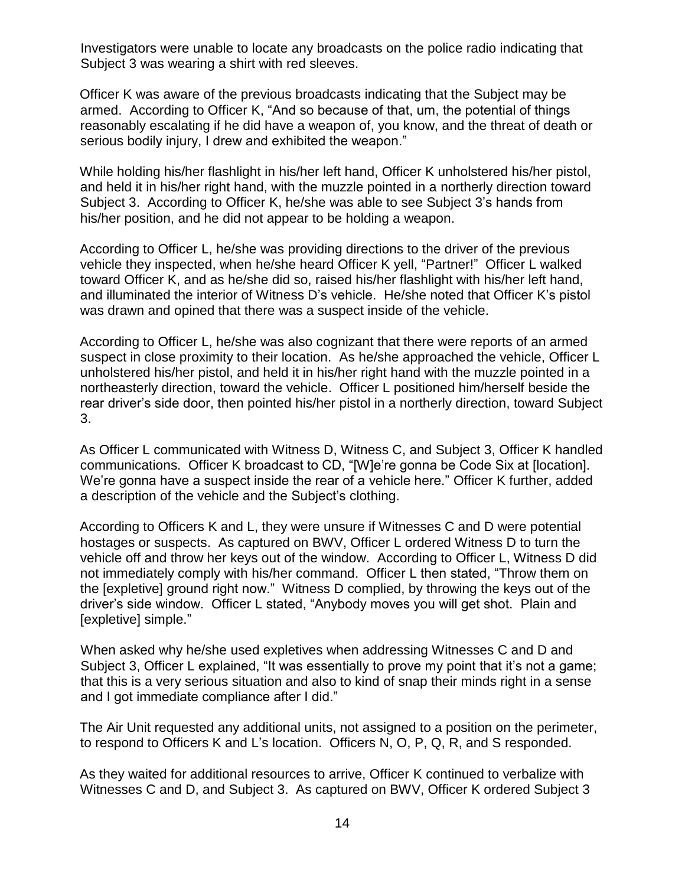Investigators were unable to locate any broadcasts on the police radio indicating that Subject 3 was wearing a shirt with red sleeves.

Officer K was aware of the previous broadcasts indicating that the Subject may be armed. According to Officer K, "And so because of that, um, the potential of things reasonably escalating if he did have a weapon of, you know, and the threat of death or serious bodily injury, I drew and exhibited the weapon."

While holding his/her flashlight in his/her left hand, Officer K unholstered his/her pistol, and held it in his/her right hand, with the muzzle pointed in a northerly direction toward Subject 3. According to Officer K, he/she was able to see Subject 3's hands from his/her position, and he did not appear to be holding a weapon.

According to Officer L, he/she was providing directions to the driver of the previous vehicle they inspected, when he/she heard Officer K yell, "Partner!" Officer L walked toward Officer K, and as he/she did so, raised his/her flashlight with his/her left hand, and illuminated the interior of Witness D's vehicle. He/she noted that Officer K's pistol was drawn and opined that there was a suspect inside of the vehicle.

According to Officer L, he/she was also cognizant that there were reports of an armed suspect in close proximity to their location. As he/she approached the vehicle, Officer L unholstered his/her pistol, and held it in his/her right hand with the muzzle pointed in a northeasterly direction, toward the vehicle. Officer L positioned him/herself beside the rear driver's side door, then pointed his/her pistol in a northerly direction, toward Subject 3.

As Officer L communicated with Witness D, Witness C, and Subject 3, Officer K handled communications. Officer K broadcast to CD, "[W]e're gonna be Code Six at [location]. We're gonna have a suspect inside the rear of a vehicle here." Officer K further, added a description of the vehicle and the Subject's clothing.

According to Officers K and L, they were unsure if Witnesses C and D were potential hostages or suspects. As captured on BWV, Officer L ordered Witness D to turn the vehicle off and throw her keys out of the window. According to Officer L, Witness D did not immediately comply with his/her command. Officer L then stated, "Throw them on the [expletive] ground right now." Witness D complied, by throwing the keys out of the driver's side window. Officer L stated, "Anybody moves you will get shot. Plain and [expletive] simple."

When asked why he/she used expletives when addressing Witnesses C and D and Subject 3, Officer L explained, "It was essentially to prove my point that it's not a game; that this is a very serious situation and also to kind of snap their minds right in a sense and I got immediate compliance after I did."

The Air Unit requested any additional units, not assigned to a position on the perimeter, to respond to Officers K and L's location. Officers N, O, P, Q, R, and S responded.

As they waited for additional resources to arrive, Officer K continued to verbalize with Witnesses C and D, and Subject 3. As captured on BWV, Officer K ordered Subject 3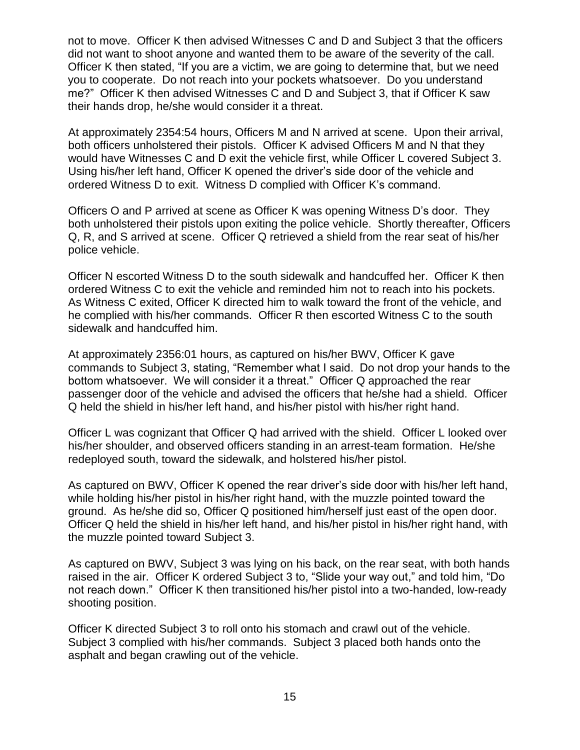not to move. Officer K then advised Witnesses C and D and Subject 3 that the officers did not want to shoot anyone and wanted them to be aware of the severity of the call. Officer K then stated, "If you are a victim, we are going to determine that, but we need you to cooperate. Do not reach into your pockets whatsoever. Do you understand me?" Officer K then advised Witnesses C and D and Subject 3, that if Officer K saw their hands drop, he/she would consider it a threat.

At approximately 2354:54 hours, Officers M and N arrived at scene. Upon their arrival, both officers unholstered their pistols. Officer K advised Officers M and N that they would have Witnesses C and D exit the vehicle first, while Officer L covered Subject 3. Using his/her left hand, Officer K opened the driver's side door of the vehicle and ordered Witness D to exit. Witness D complied with Officer K's command.

Officers O and P arrived at scene as Officer K was opening Witness D's door. They both unholstered their pistols upon exiting the police vehicle. Shortly thereafter, Officers Q, R, and S arrived at scene. Officer Q retrieved a shield from the rear seat of his/her police vehicle.

Officer N escorted Witness D to the south sidewalk and handcuffed her. Officer K then ordered Witness C to exit the vehicle and reminded him not to reach into his pockets. As Witness C exited, Officer K directed him to walk toward the front of the vehicle, and he complied with his/her commands. Officer R then escorted Witness C to the south sidewalk and handcuffed him.

At approximately 2356:01 hours, as captured on his/her BWV, Officer K gave commands to Subject 3, stating, "Remember what I said. Do not drop your hands to the bottom whatsoever. We will consider it a threat." Officer Q approached the rear passenger door of the vehicle and advised the officers that he/she had a shield. Officer Q held the shield in his/her left hand, and his/her pistol with his/her right hand.

Officer L was cognizant that Officer Q had arrived with the shield. Officer L looked over his/her shoulder, and observed officers standing in an arrest-team formation. He/she redeployed south, toward the sidewalk, and holstered his/her pistol.

As captured on BWV, Officer K opened the rear driver's side door with his/her left hand, while holding his/her pistol in his/her right hand, with the muzzle pointed toward the ground. As he/she did so, Officer Q positioned him/herself just east of the open door. Officer Q held the shield in his/her left hand, and his/her pistol in his/her right hand, with the muzzle pointed toward Subject 3.

As captured on BWV, Subject 3 was lying on his back, on the rear seat, with both hands raised in the air. Officer K ordered Subject 3 to, "Slide your way out," and told him, "Do not reach down." Officer K then transitioned his/her pistol into a two-handed, low-ready shooting position.

Officer K directed Subject 3 to roll onto his stomach and crawl out of the vehicle. Subject 3 complied with his/her commands. Subject 3 placed both hands onto the asphalt and began crawling out of the vehicle.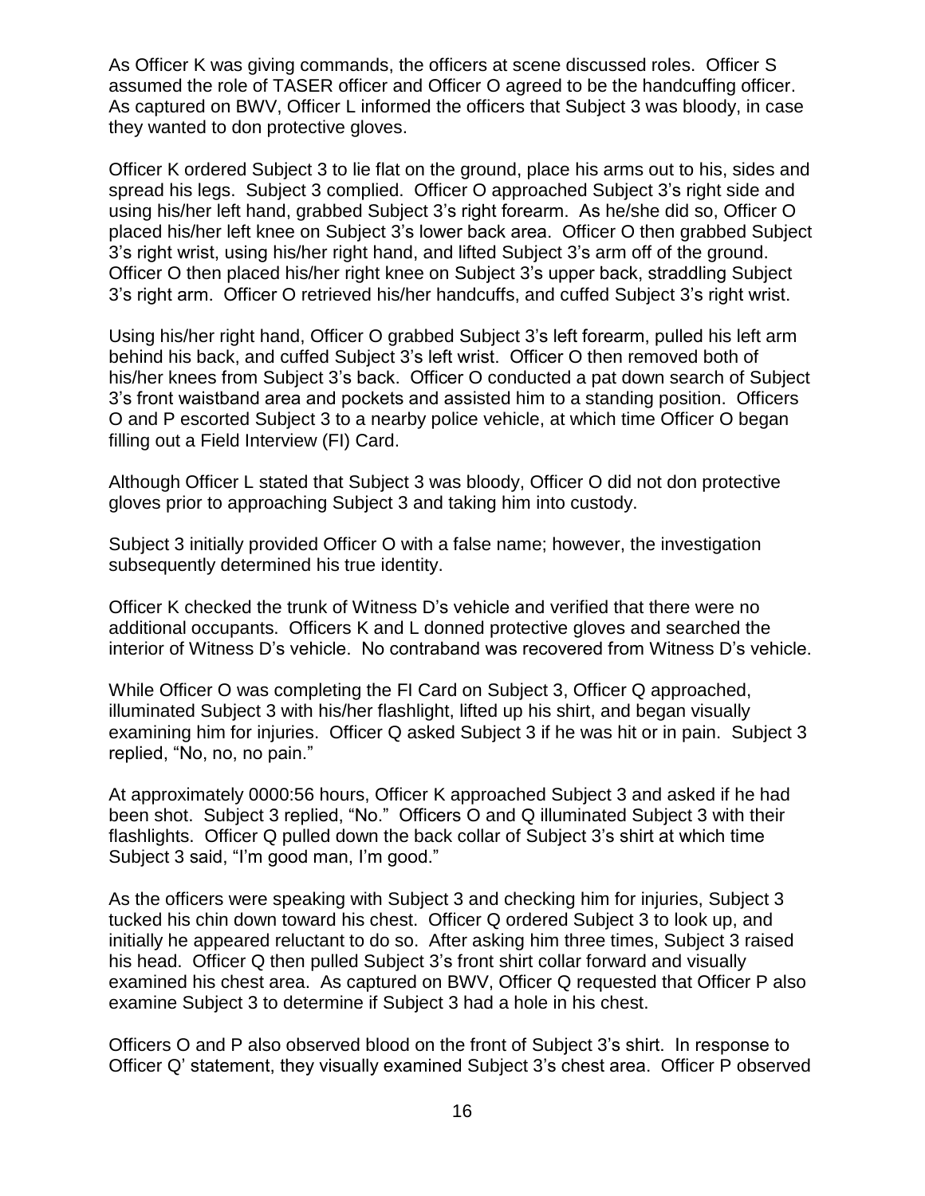As Officer K was giving commands, the officers at scene discussed roles. Officer S assumed the role of TASER officer and Officer O agreed to be the handcuffing officer. As captured on BWV, Officer L informed the officers that Subject 3 was bloody, in case they wanted to don protective gloves.

Officer K ordered Subject 3 to lie flat on the ground, place his arms out to his, sides and spread his legs. Subject 3 complied. Officer O approached Subject 3's right side and using his/her left hand, grabbed Subject 3's right forearm. As he/she did so, Officer O placed his/her left knee on Subject 3's lower back area. Officer O then grabbed Subject 3's right wrist, using his/her right hand, and lifted Subject 3's arm off of the ground. Officer O then placed his/her right knee on Subject 3's upper back, straddling Subject 3's right arm. Officer O retrieved his/her handcuffs, and cuffed Subject 3's right wrist.

Using his/her right hand, Officer O grabbed Subject 3's left forearm, pulled his left arm behind his back, and cuffed Subject 3's left wrist. Officer O then removed both of his/her knees from Subject 3's back. Officer O conducted a pat down search of Subject 3's front waistband area and pockets and assisted him to a standing position. Officers O and P escorted Subject 3 to a nearby police vehicle, at which time Officer O began filling out a Field Interview (FI) Card.

Although Officer L stated that Subject 3 was bloody, Officer O did not don protective gloves prior to approaching Subject 3 and taking him into custody.

Subject 3 initially provided Officer O with a false name; however, the investigation subsequently determined his true identity.

Officer K checked the trunk of Witness D's vehicle and verified that there were no additional occupants. Officers K and L donned protective gloves and searched the interior of Witness D's vehicle. No contraband was recovered from Witness D's vehicle.

While Officer O was completing the FI Card on Subject 3, Officer Q approached, illuminated Subject 3 with his/her flashlight, lifted up his shirt, and began visually examining him for injuries. Officer Q asked Subject 3 if he was hit or in pain. Subject 3 replied, "No, no, no pain."

At approximately 0000:56 hours, Officer K approached Subject 3 and asked if he had been shot. Subject 3 replied, "No." Officers O and Q illuminated Subject 3 with their flashlights. Officer Q pulled down the back collar of Subject 3's shirt at which time Subject 3 said, "I'm good man, I'm good."

As the officers were speaking with Subject 3 and checking him for injuries, Subject 3 tucked his chin down toward his chest. Officer Q ordered Subject 3 to look up, and initially he appeared reluctant to do so. After asking him three times, Subject 3 raised his head. Officer Q then pulled Subject 3's front shirt collar forward and visually examined his chest area. As captured on BWV, Officer Q requested that Officer P also examine Subject 3 to determine if Subject 3 had a hole in his chest.

Officers O and P also observed blood on the front of Subject 3's shirt. In response to Officer Q' statement, they visually examined Subject 3's chest area. Officer P observed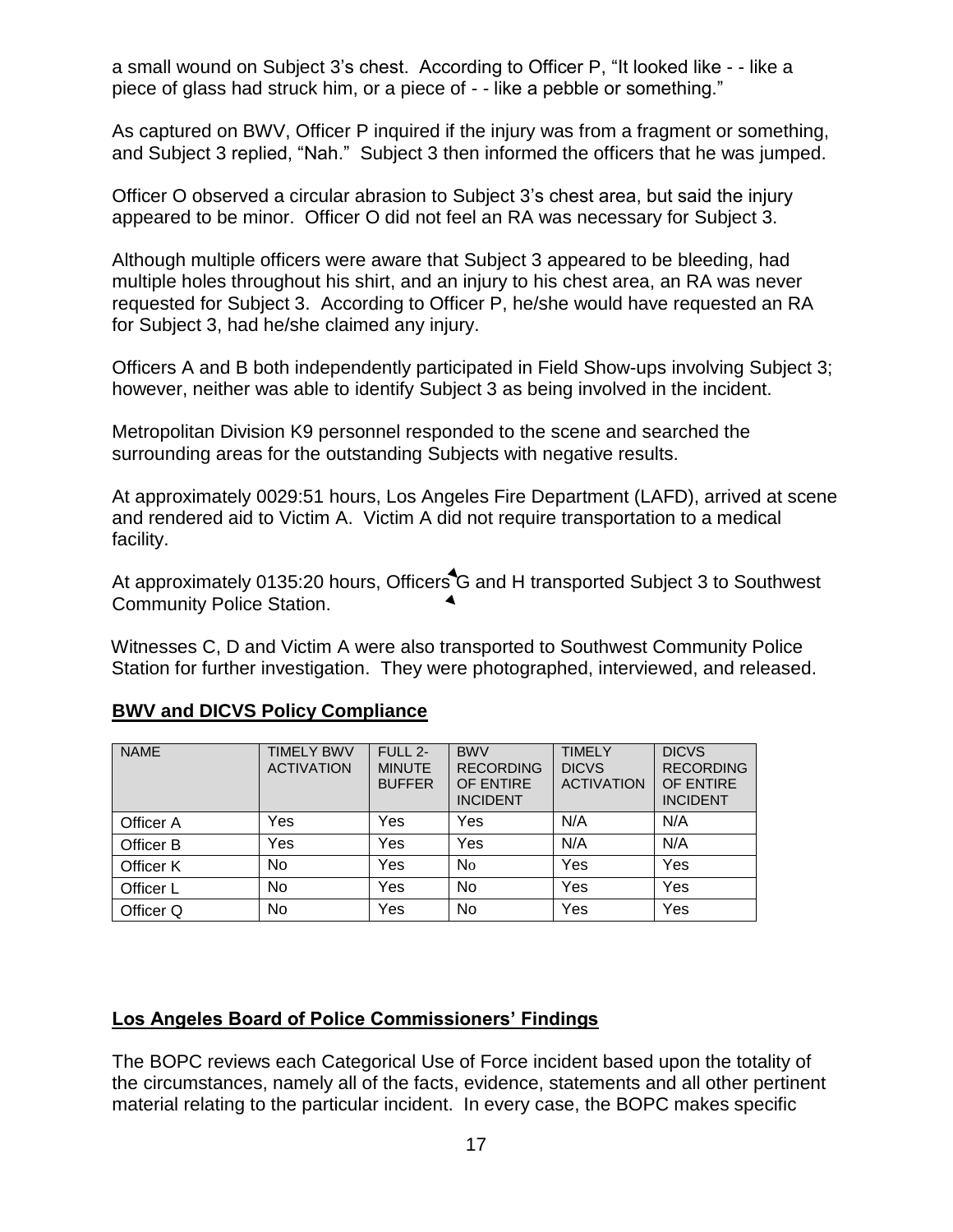a small wound on Subject 3's chest. According to Officer P, "It looked like - - like a piece of glass had struck him, or a piece of - - like a pebble or something."

As captured on BWV, Officer P inquired if the injury was from a fragment or something, and Subject 3 replied, "Nah." Subject 3 then informed the officers that he was jumped.

Officer O observed a circular abrasion to Subject 3's chest area, but said the injury appeared to be minor. Officer O did not feel an RA was necessary for Subject 3.

Although multiple officers were aware that Subject 3 appeared to be bleeding, had multiple holes throughout his shirt, and an injury to his chest area, an RA was never requested for Subject 3. According to Officer P, he/she would have requested an RA for Subject 3, had he/she claimed any injury.

Officers A and B both independently participated in Field Show-ups involving Subject 3; however, neither was able to identify Subject 3 as being involved in the incident.

Metropolitan Division K9 personnel responded to the scene and searched the surrounding areas for the outstanding Subjects with negative results.

At approximately 0029:51 hours, Los Angeles Fire Department (LAFD), arrived at scene and rendered aid to Victim A. Victim A did not require transportation to a medical facility.

At approximately 0135:20 hours, Officers G and H transported Subject 3 to Southwest Community Police Station.

Witnesses C, D and Victim A were also transported to Southwest Community Police Station for further investigation. They were photographed, interviewed, and released.

**BWV and DICVS Policy Compliance**

| NAME | TIMELY BWV ACTIVATION | FULL 2-MINUTE BUFFER | BWV RECORDING OF ENTIRE INCIDENT | TIMELY DICVS ACTIVATION | DICVS RECORDING OF ENTIRE INCIDENT |
|---|---|---|---|---|---|
| Officer A | Yes | Yes | Yes | N/A | N/A |
| Officer B | Yes | Yes | Yes | N/A | N/A |
| Officer K | No | Yes | No | Yes | Yes |
| Officer L | No | Yes | No | Yes | Yes |
| Officer Q | No | Yes | No | Yes | Yes |

**Los Angeles Board of Police Commissioners' Findings**

The BOPC reviews each Categorical Use of Force incident based upon the totality of the circumstances, namely all of the facts, evidence, statements and all other pertinent material relating to the particular incident. In every case, the BOPC makes specific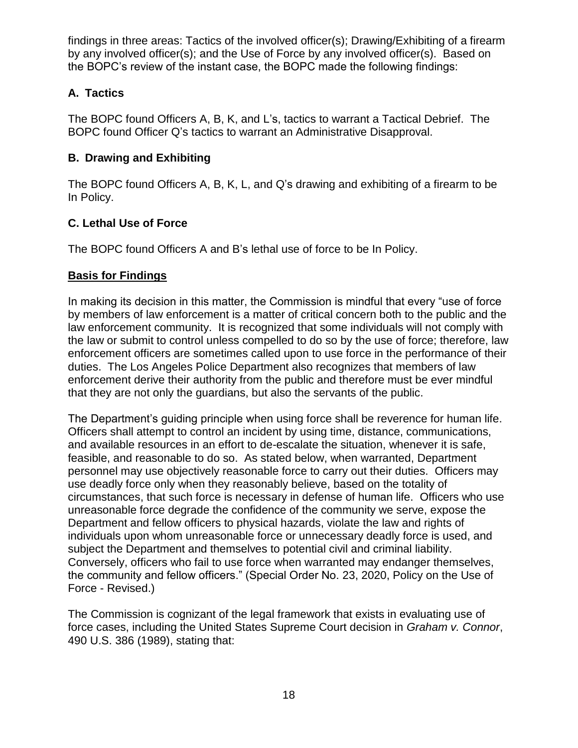findings in three areas: Tactics of the involved officer(s); Drawing/Exhibiting of a firearm by any involved officer(s); and the Use of Force by any involved officer(s). Based on the BOPC's review of the instant case, the BOPC made the following findings:

### A. Tactics

The BOPC found Officers A, B, K, and L's, tactics to warrant a Tactical Debrief. The BOPC found Officer Q's tactics to warrant an Administrative Disapproval.

### B. Drawing and Exhibiting

The BOPC found Officers A, B, K, L, and Q's drawing and exhibiting of a firearm to be In Policy.

### C. Lethal Use of Force

The BOPC found Officers A and B's lethal use of force to be In Policy.

## Basis for Findings

In making its decision in this matter, the Commission is mindful that every "use of force by members of law enforcement is a matter of critical concern both to the public and the law enforcement community. It is recognized that some individuals will not comply with the law or submit to control unless compelled to do so by the use of force; therefore, law enforcement officers are sometimes called upon to use force in the performance of their duties. The Los Angeles Police Department also recognizes that members of law enforcement derive their authority from the public and therefore must be ever mindful that they are not only the guardians, but also the servants of the public.

The Department's guiding principle when using force shall be reverence for human life. Officers shall attempt to control an incident by using time, distance, communications, and available resources in an effort to de-escalate the situation, whenever it is safe, feasible, and reasonable to do so. As stated below, when warranted, Department personnel may use objectively reasonable force to carry out their duties. Officers may use deadly force only when they reasonably believe, based on the totality of circumstances, that such force is necessary in defense of human life. Officers who use unreasonable force degrade the confidence of the community we serve, expose the Department and fellow officers to physical hazards, violate the law and rights of individuals upon whom unreasonable force or unnecessary deadly force is used, and subject the Department and themselves to potential civil and criminal liability. Conversely, officers who fail to use force when warranted may endanger themselves, the community and fellow officers." (Special Order No. 23, 2020, Policy on the Use of Force - Revised.)

The Commission is cognizant of the legal framework that exists in evaluating use of force cases, including the United States Supreme Court decision in *Graham v. Connor*, 490 U.S. 386 (1989), stating that: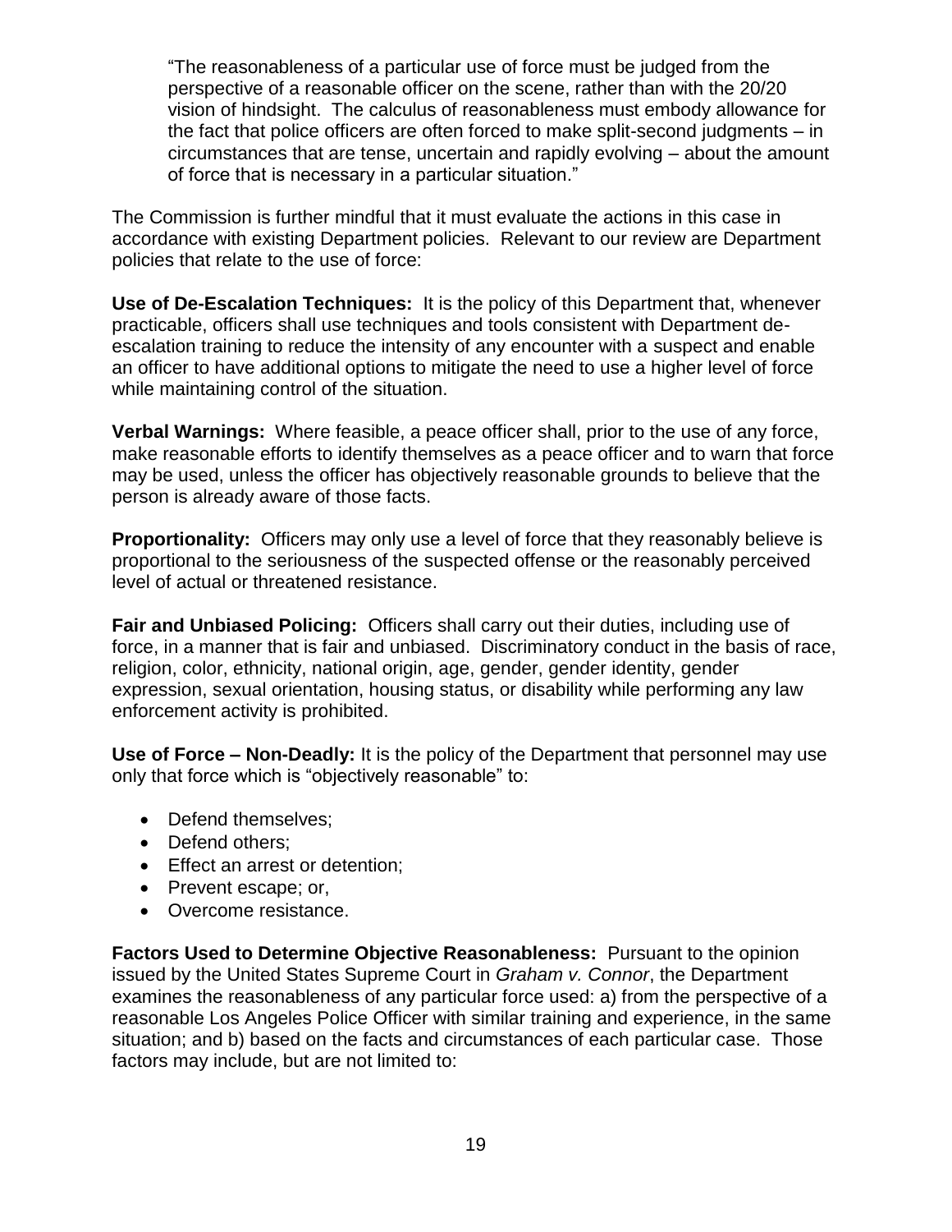> "The reasonableness of a particular use of force must be judged from the perspective of a reasonable officer on the scene, rather than with the 20/20 vision of hindsight. The calculus of reasonableness must embody allowance for the fact that police officers are often forced to make split-second judgments – in circumstances that are tense, uncertain and rapidly evolving – about the amount of force that is necessary in a particular situation."

The Commission is further mindful that it must evaluate the actions in this case in accordance with existing Department policies. Relevant to our review are Department policies that relate to the use of force:

**Use of De-Escalation Techniques:** It is the policy of this Department that, whenever practicable, officers shall use techniques and tools consistent with Department de-escalation training to reduce the intensity of any encounter with a suspect and enable an officer to have additional options to mitigate the need to use a higher level of force while maintaining control of the situation.

**Verbal Warnings:** Where feasible, a peace officer shall, prior to the use of any force, make reasonable efforts to identify themselves as a peace officer and to warn that force may be used, unless the officer has objectively reasonable grounds to believe that the person is already aware of those facts.

**Proportionality:** Officers may only use a level of force that they reasonably believe is proportional to the seriousness of the suspected offense or the reasonably perceived level of actual or threatened resistance.

**Fair and Unbiased Policing:** Officers shall carry out their duties, including use of force, in a manner that is fair and unbiased. Discriminatory conduct in the basis of race, religion, color, ethnicity, national origin, age, gender, gender identity, gender expression, sexual orientation, housing status, or disability while performing any law enforcement activity is prohibited.

**Use of Force – Non-Deadly:** It is the policy of the Department that personnel may use only that force which is "objectively reasonable" to:

- Defend themselves;
- Defend others;
- Effect an arrest or detention;
- Prevent escape; or,
- Overcome resistance.

**Factors Used to Determine Objective Reasonableness:** Pursuant to the opinion issued by the United States Supreme Court in *Graham v. Connor*, the Department examines the reasonableness of any particular force used: a) from the perspective of a reasonable Los Angeles Police Officer with similar training and experience, in the same situation; and b) based on the facts and circumstances of each particular case. Those factors may include, but are not limited to: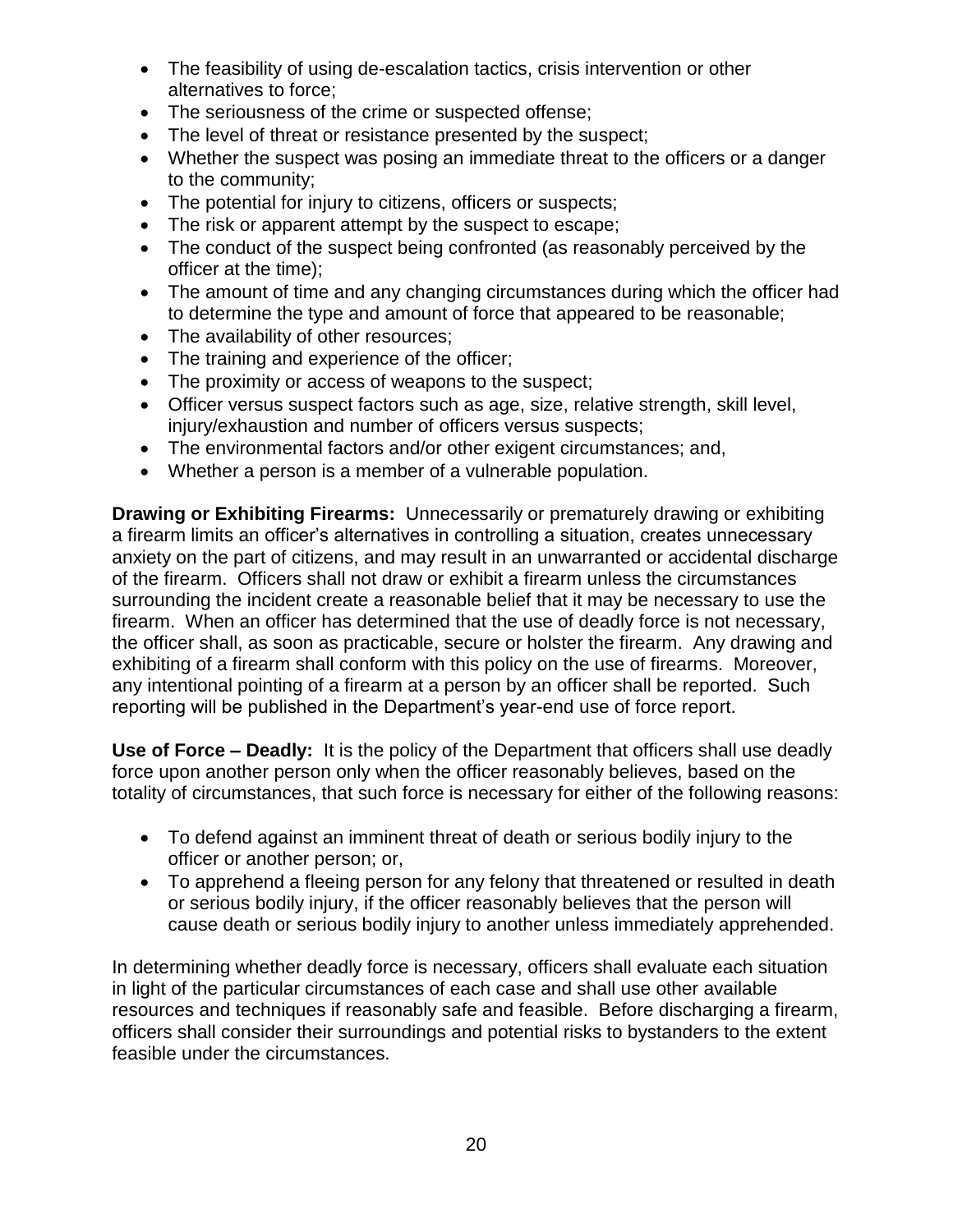- The feasibility of using de-escalation tactics, crisis intervention or other alternatives to force;
- The seriousness of the crime or suspected offense;
- The level of threat or resistance presented by the suspect;
- Whether the suspect was posing an immediate threat to the officers or a danger to the community;
- The potential for injury to citizens, officers or suspects;
- The risk or apparent attempt by the suspect to escape;
- The conduct of the suspect being confronted (as reasonably perceived by the officer at the time);
- The amount of time and any changing circumstances during which the officer had to determine the type and amount of force that appeared to be reasonable;
- The availability of other resources;
- The training and experience of the officer;
- The proximity or access of weapons to the suspect;
- Officer versus suspect factors such as age, size, relative strength, skill level, injury/exhaustion and number of officers versus suspects;
- The environmental factors and/or other exigent circumstances; and,
- Whether a person is a member of a vulnerable population.

**Drawing or Exhibiting Firearms:** Unnecessarily or prematurely drawing or exhibiting a firearm limits an officer's alternatives in controlling a situation, creates unnecessary anxiety on the part of citizens, and may result in an unwarranted or accidental discharge of the firearm. Officers shall not draw or exhibit a firearm unless the circumstances surrounding the incident create a reasonable belief that it may be necessary to use the firearm. When an officer has determined that the use of deadly force is not necessary, the officer shall, as soon as practicable, secure or holster the firearm. Any drawing and exhibiting of a firearm shall conform with this policy on the use of firearms. Moreover, any intentional pointing of a firearm at a person by an officer shall be reported. Such reporting will be published in the Department's year-end use of force report.

**Use of Force – Deadly:** It is the policy of the Department that officers shall use deadly force upon another person only when the officer reasonably believes, based on the totality of circumstances, that such force is necessary for either of the following reasons:

- To defend against an imminent threat of death or serious bodily injury to the officer or another person; or,
- To apprehend a fleeing person for any felony that threatened or resulted in death or serious bodily injury, if the officer reasonably believes that the person will cause death or serious bodily injury to another unless immediately apprehended.

In determining whether deadly force is necessary, officers shall evaluate each situation in light of the particular circumstances of each case and shall use other available resources and techniques if reasonably safe and feasible. Before discharging a firearm, officers shall consider their surroundings and potential risks to bystanders to the extent feasible under the circumstances.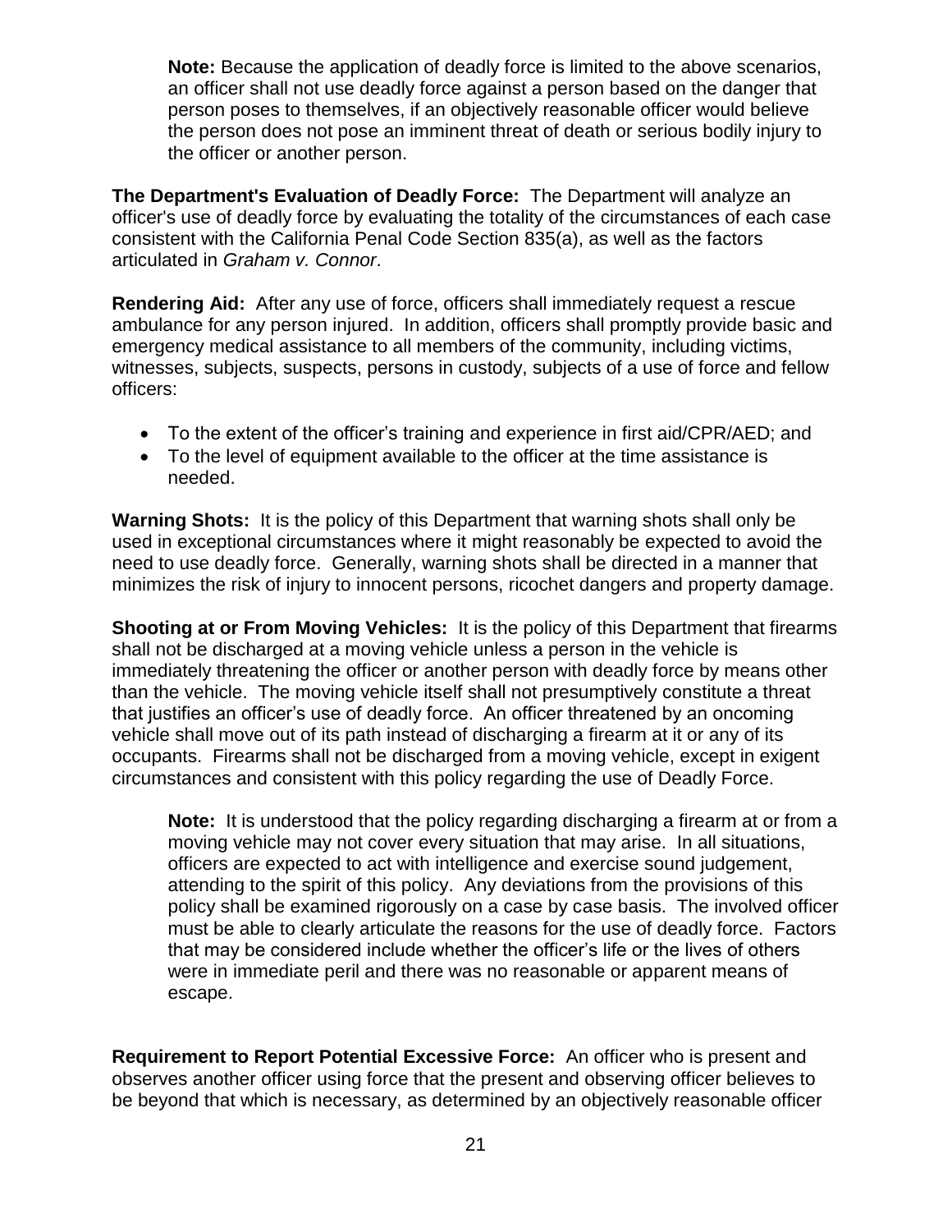> **Note:** Because the application of deadly force is limited to the above scenarios, an officer shall not use deadly force against a person based on the danger that person poses to themselves, if an objectively reasonable officer would believe the person does not pose an imminent threat of death or serious bodily injury to the officer or another person.

**The Department's Evaluation of Deadly Force:** The Department will analyze an officer's use of deadly force by evaluating the totality of the circumstances of each case consistent with the California Penal Code Section 835(a), as well as the factors articulated in *Graham v. Connor*.

**Rendering Aid:** After any use of force, officers shall immediately request a rescue ambulance for any person injured. In addition, officers shall promptly provide basic and emergency medical assistance to all members of the community, including victims, witnesses, subjects, suspects, persons in custody, subjects of a use of force and fellow officers:

- To the extent of the officer's training and experience in first aid/CPR/AED; and
- To the level of equipment available to the officer at the time assistance is needed.

**Warning Shots:** It is the policy of this Department that warning shots shall only be used in exceptional circumstances where it might reasonably be expected to avoid the need to use deadly force. Generally, warning shots shall be directed in a manner that minimizes the risk of injury to innocent persons, ricochet dangers and property damage.

**Shooting at or From Moving Vehicles:** It is the policy of this Department that firearms shall not be discharged at a moving vehicle unless a person in the vehicle is immediately threatening the officer or another person with deadly force by means other than the vehicle. The moving vehicle itself shall not presumptively constitute a threat that justifies an officer's use of deadly force. An officer threatened by an oncoming vehicle shall move out of its path instead of discharging a firearm at it or any of its occupants. Firearms shall not be discharged from a moving vehicle, except in exigent circumstances and consistent with this policy regarding the use of Deadly Force.

> **Note:** It is understood that the policy regarding discharging a firearm at or from a moving vehicle may not cover every situation that may arise. In all situations, officers are expected to act with intelligence and exercise sound judgement, attending to the spirit of this policy. Any deviations from the provisions of this policy shall be examined rigorously on a case by case basis. The involved officer must be able to clearly articulate the reasons for the use of deadly force. Factors that may be considered include whether the officer's life or the lives of others were in immediate peril and there was no reasonable or apparent means of escape.

**Requirement to Report Potential Excessive Force:** An officer who is present and observes another officer using force that the present and observing officer believes to be beyond that which is necessary, as determined by an objectively reasonable officer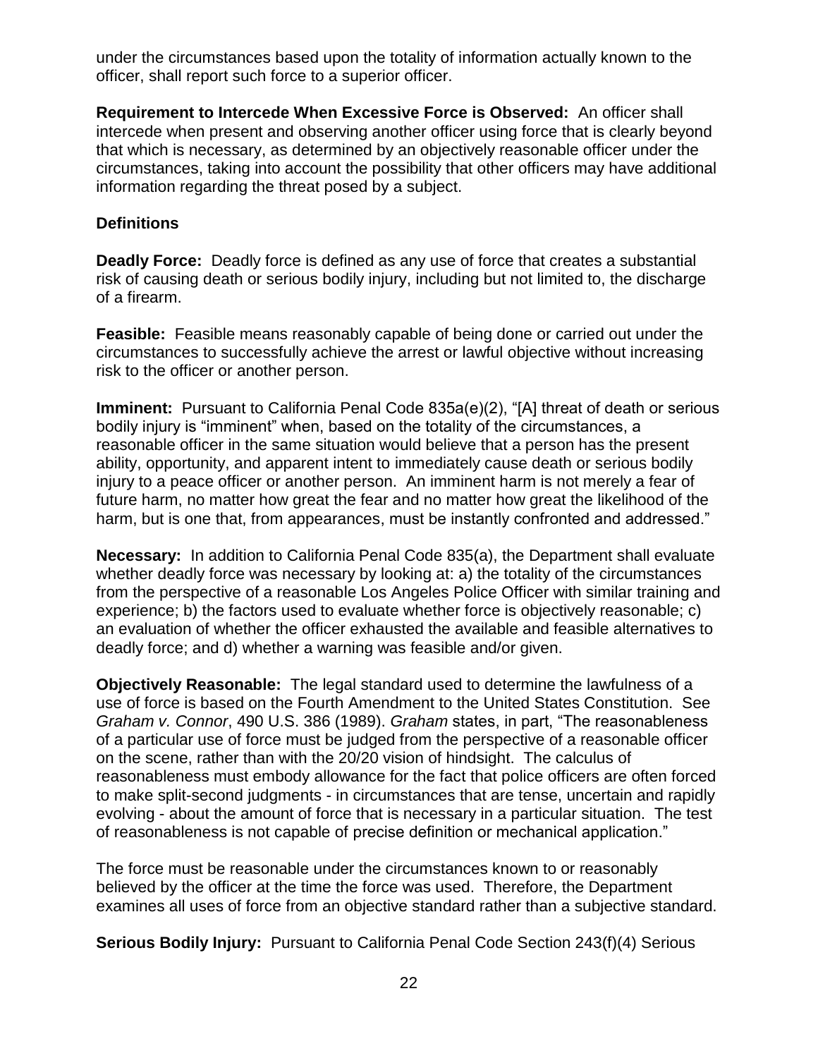under the circumstances based upon the totality of information actually known to the officer, shall report such force to a superior officer.

**Requirement to Intercede When Excessive Force is Observed:** An officer shall intercede when present and observing another officer using force that is clearly beyond that which is necessary, as determined by an objectively reasonable officer under the circumstances, taking into account the possibility that other officers may have additional information regarding the threat posed by a subject.

**Definitions**

**Deadly Force:** Deadly force is defined as any use of force that creates a substantial risk of causing death or serious bodily injury, including but not limited to, the discharge of a firearm.

**Feasible:** Feasible means reasonably capable of being done or carried out under the circumstances to successfully achieve the arrest or lawful objective without increasing risk to the officer or another person.

**Imminent:** Pursuant to California Penal Code 835a(e)(2), "[A] threat of death or serious bodily injury is "imminent" when, based on the totality of the circumstances, a reasonable officer in the same situation would believe that a person has the present ability, opportunity, and apparent intent to immediately cause death or serious bodily injury to a peace officer or another person. An imminent harm is not merely a fear of future harm, no matter how great the fear and no matter how great the likelihood of the harm, but is one that, from appearances, must be instantly confronted and addressed."

**Necessary:** In addition to California Penal Code 835(a), the Department shall evaluate whether deadly force was necessary by looking at: a) the totality of the circumstances from the perspective of a reasonable Los Angeles Police Officer with similar training and experience; b) the factors used to evaluate whether force is objectively reasonable; c) an evaluation of whether the officer exhausted the available and feasible alternatives to deadly force; and d) whether a warning was feasible and/or given.

**Objectively Reasonable:** The legal standard used to determine the lawfulness of a use of force is based on the Fourth Amendment to the United States Constitution. See *Graham v. Connor*, 490 U.S. 386 (1989). *Graham* states, in part, "The reasonableness of a particular use of force must be judged from the perspective of a reasonable officer on the scene, rather than with the 20/20 vision of hindsight. The calculus of reasonableness must embody allowance for the fact that police officers are often forced to make split-second judgments - in circumstances that are tense, uncertain and rapidly evolving - about the amount of force that is necessary in a particular situation. The test of reasonableness is not capable of precise definition or mechanical application."

The force must be reasonable under the circumstances known to or reasonably believed by the officer at the time the force was used. Therefore, the Department examines all uses of force from an objective standard rather than a subjective standard.

**Serious Bodily Injury:** Pursuant to California Penal Code Section 243(f)(4) Serious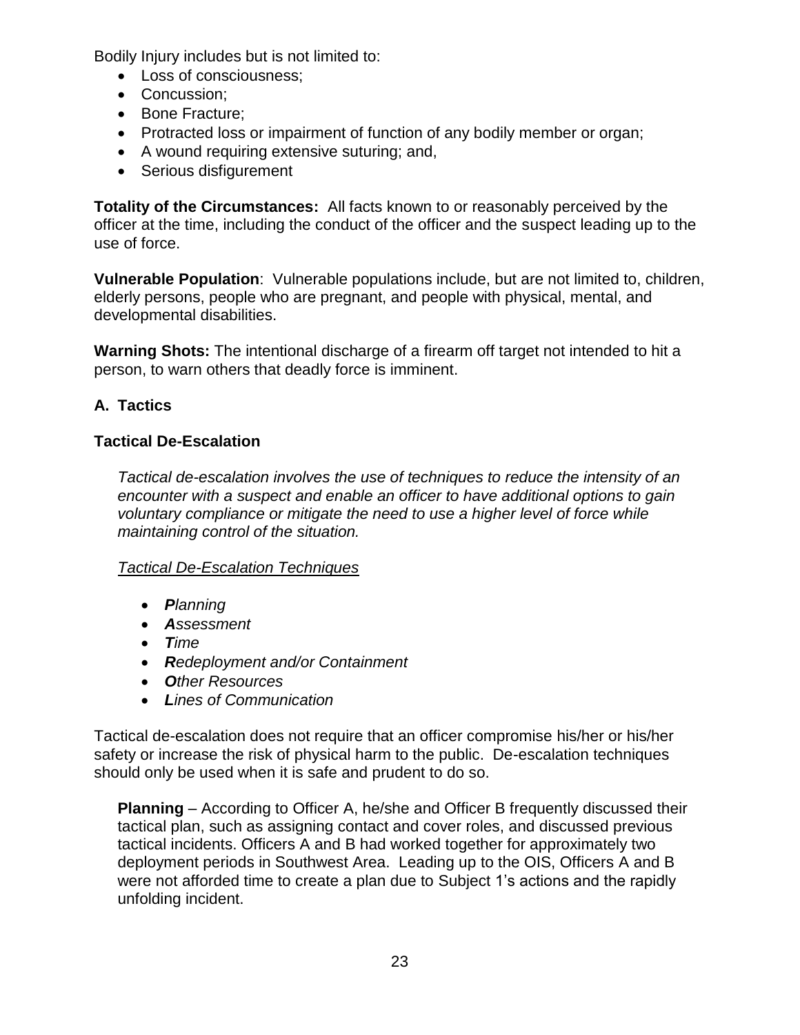Bodily Injury includes but is not limited to:

- Loss of consciousness;
- Concussion;
- Bone Fracture;
- Protracted loss or impairment of function of any bodily member or organ;
- A wound requiring extensive suturing; and,
- Serious disfigurement

**Totality of the Circumstances:** All facts known to or reasonably perceived by the officer at the time, including the conduct of the officer and the suspect leading up to the use of force.

**Vulnerable Population**: Vulnerable populations include, but are not limited to, children, elderly persons, people who are pregnant, and people with physical, mental, and developmental disabilities.

**Warning Shots:** The intentional discharge of a firearm off target not intended to hit a person, to warn others that deadly force is imminent.

### A. Tactics

**Tactical De-Escalation**

*Tactical de-escalation involves the use of techniques to reduce the intensity of an encounter with a suspect and enable an officer to have additional options to gain voluntary compliance or mitigate the need to use a higher level of force while maintaining control of the situation.*

<u>*Tactical De-Escalation Techniques*</u>

- ***P**lanning*
- ***A**ssessment*
- ***T**ime*
- ***R**edeployment and/or Containment*
- ***O**ther Resources*
- ***L**ines of Communication*

Tactical de-escalation does not require that an officer compromise his/her or his/her safety or increase the risk of physical harm to the public. De-escalation techniques should only be used when it is safe and prudent to do so.

**Planning** – According to Officer A, he/she and Officer B frequently discussed their tactical plan, such as assigning contact and cover roles, and discussed previous tactical incidents. Officers A and B had worked together for approximately two deployment periods in Southwest Area. Leading up to the OIS, Officers A and B were not afforded time to create a plan due to Subject 1's actions and the rapidly unfolding incident.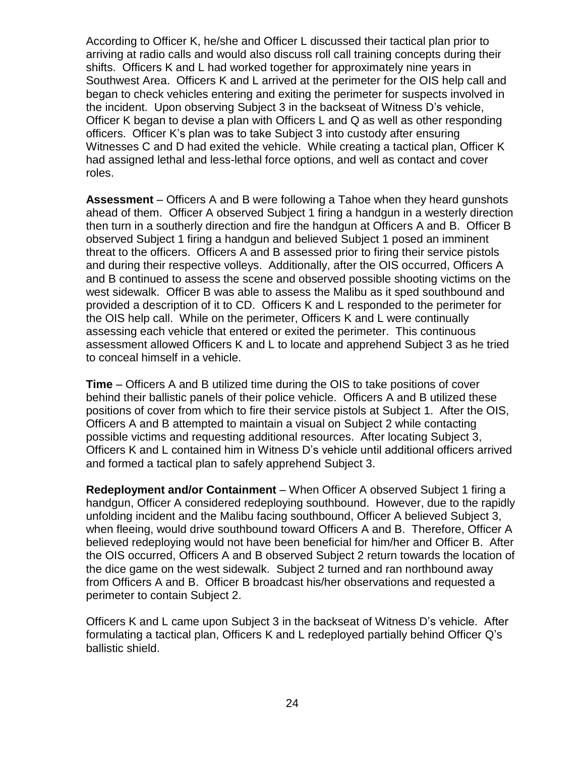According to Officer K, he/she and Officer L discussed their tactical plan prior to arriving at radio calls and would also discuss roll call training concepts during their shifts. Officers K and L had worked together for approximately nine years in Southwest Area. Officers K and L arrived at the perimeter for the OIS help call and began to check vehicles entering and exiting the perimeter for suspects involved in the incident. Upon observing Subject 3 in the backseat of Witness D's vehicle, Officer K began to devise a plan with Officers L and Q as well as other responding officers. Officer K's plan was to take Subject 3 into custody after ensuring Witnesses C and D had exited the vehicle. While creating a tactical plan, Officer K had assigned lethal and less-lethal force options, and well as contact and cover roles.

**Assessment** – Officers A and B were following a Tahoe when they heard gunshots ahead of them. Officer A observed Subject 1 firing a handgun in a westerly direction then turn in a southerly direction and fire the handgun at Officers A and B. Officer B observed Subject 1 firing a handgun and believed Subject 1 posed an imminent threat to the officers. Officers A and B assessed prior to firing their service pistols and during their respective volleys. Additionally, after the OIS occurred, Officers A and B continued to assess the scene and observed possible shooting victims on the west sidewalk. Officer B was able to assess the Malibu as it sped southbound and provided a description of it to CD. Officers K and L responded to the perimeter for the OIS help call. While on the perimeter, Officers K and L were continually assessing each vehicle that entered or exited the perimeter. This continuous assessment allowed Officers K and L to locate and apprehend Subject 3 as he tried to conceal himself in a vehicle.

**Time** – Officers A and B utilized time during the OIS to take positions of cover behind their ballistic panels of their police vehicle. Officers A and B utilized these positions of cover from which to fire their service pistols at Subject 1. After the OIS, Officers A and B attempted to maintain a visual on Subject 2 while contacting possible victims and requesting additional resources. After locating Subject 3, Officers K and L contained him in Witness D's vehicle until additional officers arrived and formed a tactical plan to safely apprehend Subject 3.

**Redeployment and/or Containment** – When Officer A observed Subject 1 firing a handgun, Officer A considered redeploying southbound. However, due to the rapidly unfolding incident and the Malibu facing southbound, Officer A believed Subject 3, when fleeing, would drive southbound toward Officers A and B. Therefore, Officer A believed redeploying would not have been beneficial for him/her and Officer B. After the OIS occurred, Officers A and B observed Subject 2 return towards the location of the dice game on the west sidewalk. Subject 2 turned and ran northbound away from Officers A and B. Officer B broadcast his/her observations and requested a perimeter to contain Subject 2.

Officers K and L came upon Subject 3 in the backseat of Witness D's vehicle. After formulating a tactical plan, Officers K and L redeployed partially behind Officer Q's ballistic shield.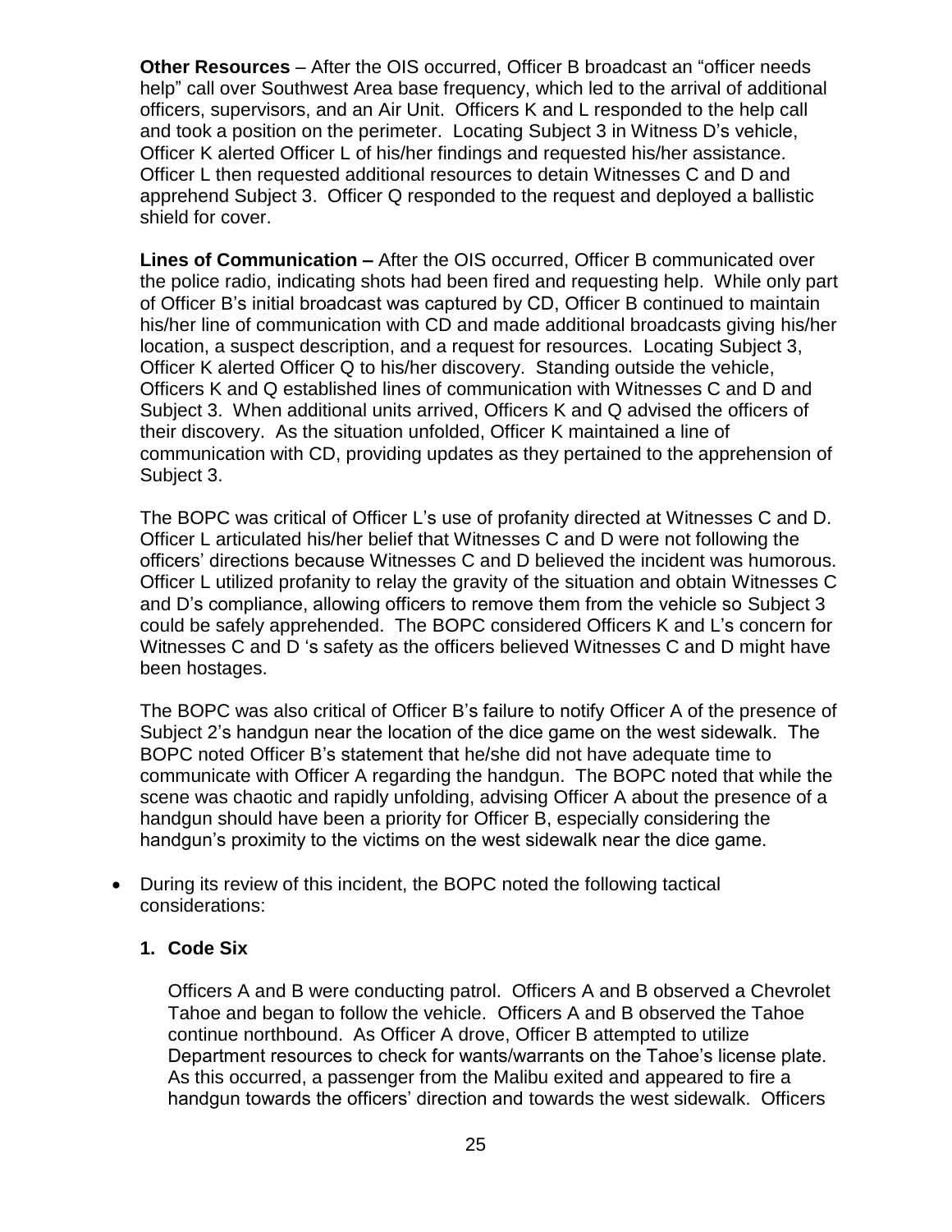**Other Resources** – After the OIS occurred, Officer B broadcast an "officer needs help" call over Southwest Area base frequency, which led to the arrival of additional officers, supervisors, and an Air Unit. Officers K and L responded to the help call and took a position on the perimeter. Locating Subject 3 in Witness D's vehicle, Officer K alerted Officer L of his/her findings and requested his/her assistance. Officer L then requested additional resources to detain Witnesses C and D and apprehend Subject 3. Officer Q responded to the request and deployed a ballistic shield for cover.

**Lines of Communication –** After the OIS occurred, Officer B communicated over the police radio, indicating shots had been fired and requesting help. While only part of Officer B's initial broadcast was captured by CD, Officer B continued to maintain his/her line of communication with CD and made additional broadcasts giving his/her location, a suspect description, and a request for resources. Locating Subject 3, Officer K alerted Officer Q to his/her discovery. Standing outside the vehicle, Officers K and Q established lines of communication with Witnesses C and D and Subject 3. When additional units arrived, Officers K and Q advised the officers of their discovery. As the situation unfolded, Officer K maintained a line of communication with CD, providing updates as they pertained to the apprehension of Subject 3.

The BOPC was critical of Officer L's use of profanity directed at Witnesses C and D. Officer L articulated his/her belief that Witnesses C and D were not following the officers' directions because Witnesses C and D believed the incident was humorous. Officer L utilized profanity to relay the gravity of the situation and obtain Witnesses C and D's compliance, allowing officers to remove them from the vehicle so Subject 3 could be safely apprehended. The BOPC considered Officers K and L's concern for Witnesses C and D 's safety as the officers believed Witnesses C and D might have been hostages.

The BOPC was also critical of Officer B's failure to notify Officer A of the presence of Subject 2's handgun near the location of the dice game on the west sidewalk. The BOPC noted Officer B's statement that he/she did not have adequate time to communicate with Officer A regarding the handgun. The BOPC noted that while the scene was chaotic and rapidly unfolding, advising Officer A about the presence of a handgun should have been a priority for Officer B, especially considering the handgun's proximity to the victims on the west sidewalk near the dice game.

- During its review of this incident, the BOPC noted the following tactical considerations:

**1. Code Six**

Officers A and B were conducting patrol. Officers A and B observed a Chevrolet Tahoe and began to follow the vehicle. Officers A and B observed the Tahoe continue northbound. As Officer A drove, Officer B attempted to utilize Department resources to check for wants/warrants on the Tahoe's license plate. As this occurred, a passenger from the Malibu exited and appeared to fire a handgun towards the officers' direction and towards the west sidewalk. Officers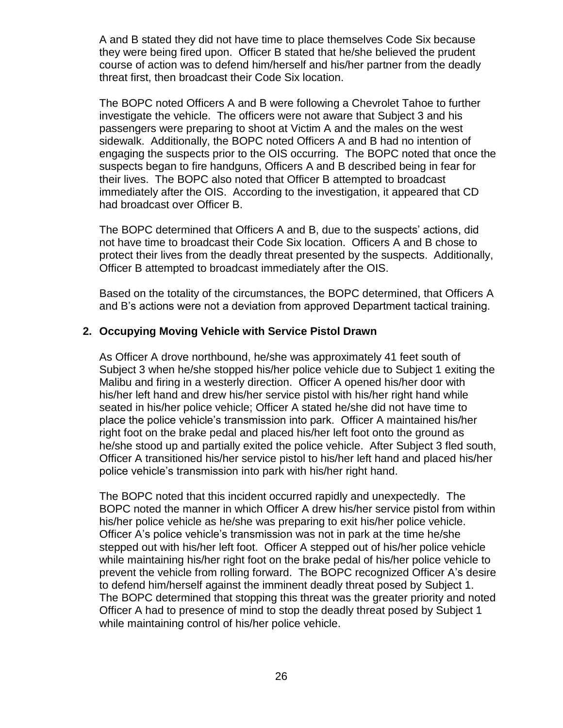A and B stated they did not have time to place themselves Code Six because they were being fired upon. Officer B stated that he/she believed the prudent course of action was to defend him/herself and his/her partner from the deadly threat first, then broadcast their Code Six location.

The BOPC noted Officers A and B were following a Chevrolet Tahoe to further investigate the vehicle. The officers were not aware that Subject 3 and his passengers were preparing to shoot at Victim A and the males on the west sidewalk. Additionally, the BOPC noted Officers A and B had no intention of engaging the suspects prior to the OIS occurring. The BOPC noted that once the suspects began to fire handguns, Officers A and B described being in fear for their lives. The BOPC also noted that Officer B attempted to broadcast immediately after the OIS. According to the investigation, it appeared that CD had broadcast over Officer B.

The BOPC determined that Officers A and B, due to the suspects' actions, did not have time to broadcast their Code Six location. Officers A and B chose to protect their lives from the deadly threat presented by the suspects. Additionally, Officer B attempted to broadcast immediately after the OIS.

Based on the totality of the circumstances, the BOPC determined, that Officers A and B's actions were not a deviation from approved Department tactical training.

**2. Occupying Moving Vehicle with Service Pistol Drawn**

As Officer A drove northbound, he/she was approximately 41 feet south of Subject 3 when he/she stopped his/her police vehicle due to Subject 1 exiting the Malibu and firing in a westerly direction. Officer A opened his/her door with his/her left hand and drew his/her service pistol with his/her right hand while seated in his/her police vehicle; Officer A stated he/she did not have time to place the police vehicle's transmission into park. Officer A maintained his/her right foot on the brake pedal and placed his/her left foot onto the ground as he/she stood up and partially exited the police vehicle. After Subject 3 fled south, Officer A transitioned his/her service pistol to his/her left hand and placed his/her police vehicle's transmission into park with his/her right hand.

The BOPC noted that this incident occurred rapidly and unexpectedly. The BOPC noted the manner in which Officer A drew his/her service pistol from within his/her police vehicle as he/she was preparing to exit his/her police vehicle. Officer A's police vehicle's transmission was not in park at the time he/she stepped out with his/her left foot. Officer A stepped out of his/her police vehicle while maintaining his/her right foot on the brake pedal of his/her police vehicle to prevent the vehicle from rolling forward. The BOPC recognized Officer A's desire to defend him/herself against the imminent deadly threat posed by Subject 1. The BOPC determined that stopping this threat was the greater priority and noted Officer A had to presence of mind to stop the deadly threat posed by Subject 1 while maintaining control of his/her police vehicle.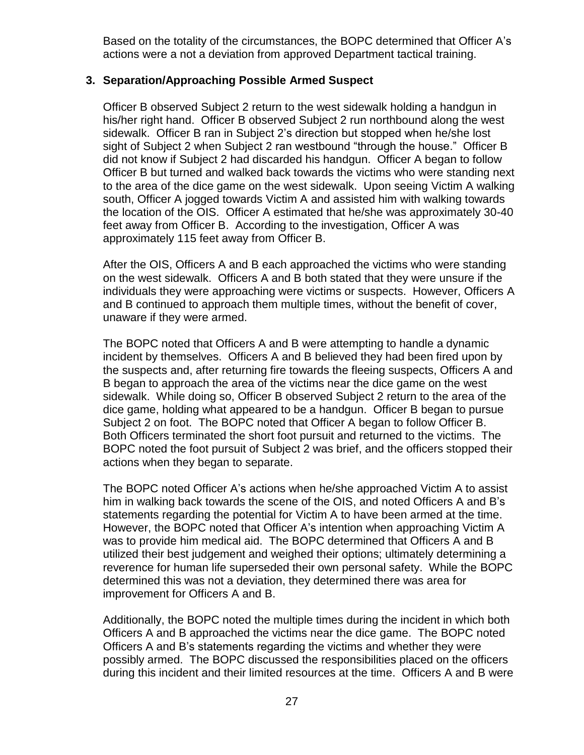Based on the totality of the circumstances, the BOPC determined that Officer A's actions were a not a deviation from approved Department tactical training.

**3. Separation/Approaching Possible Armed Suspect**

Officer B observed Subject 2 return to the west sidewalk holding a handgun in his/her right hand. Officer B observed Subject 2 run northbound along the west sidewalk. Officer B ran in Subject 2's direction but stopped when he/she lost sight of Subject 2 when Subject 2 ran westbound "through the house." Officer B did not know if Subject 2 had discarded his handgun. Officer A began to follow Officer B but turned and walked back towards the victims who were standing next to the area of the dice game on the west sidewalk. Upon seeing Victim A walking south, Officer A jogged towards Victim A and assisted him with walking towards the location of the OIS. Officer A estimated that he/she was approximately 30-40 feet away from Officer B. According to the investigation, Officer A was approximately 115 feet away from Officer B.

After the OIS, Officers A and B each approached the victims who were standing on the west sidewalk. Officers A and B both stated that they were unsure if the individuals they were approaching were victims or suspects. However, Officers A and B continued to approach them multiple times, without the benefit of cover, unaware if they were armed.

The BOPC noted that Officers A and B were attempting to handle a dynamic incident by themselves. Officers A and B believed they had been fired upon by the suspects and, after returning fire towards the fleeing suspects, Officers A and B began to approach the area of the victims near the dice game on the west sidewalk. While doing so, Officer B observed Subject 2 return to the area of the dice game, holding what appeared to be a handgun. Officer B began to pursue Subject 2 on foot. The BOPC noted that Officer A began to follow Officer B. Both Officers terminated the short foot pursuit and returned to the victims. The BOPC noted the foot pursuit of Subject 2 was brief, and the officers stopped their actions when they began to separate.

The BOPC noted Officer A's actions when he/she approached Victim A to assist him in walking back towards the scene of the OIS, and noted Officers A and B's statements regarding the potential for Victim A to have been armed at the time. However, the BOPC noted that Officer A's intention when approaching Victim A was to provide him medical aid. The BOPC determined that Officers A and B utilized their best judgement and weighed their options; ultimately determining a reverence for human life superseded their own personal safety. While the BOPC determined this was not a deviation, they determined there was area for improvement for Officers A and B.

Additionally, the BOPC noted the multiple times during the incident in which both Officers A and B approached the victims near the dice game. The BOPC noted Officers A and B's statements regarding the victims and whether they were possibly armed. The BOPC discussed the responsibilities placed on the officers during this incident and their limited resources at the time. Officers A and B were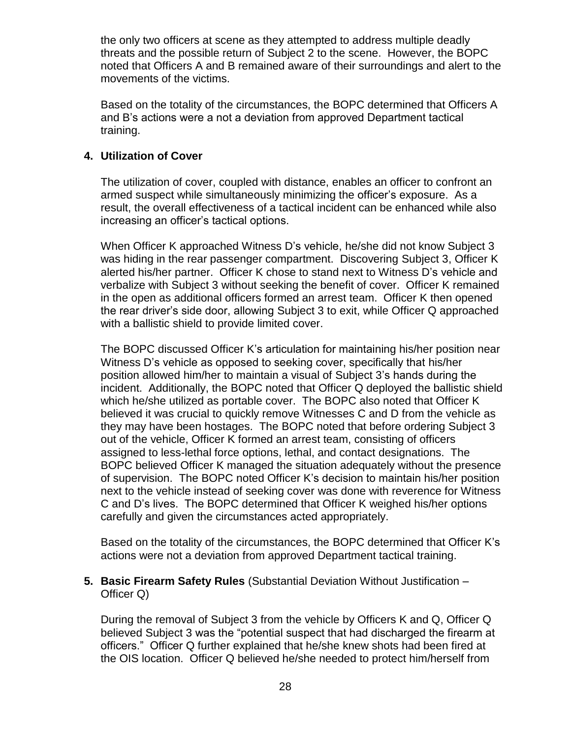the only two officers at scene as they attempted to address multiple deadly threats and the possible return of Subject 2 to the scene. However, the BOPC noted that Officers A and B remained aware of their surroundings and alert to the movements of the victims.

Based on the totality of the circumstances, the BOPC determined that Officers A and B's actions were a not a deviation from approved Department tactical training.

**4. Utilization of Cover**

The utilization of cover, coupled with distance, enables an officer to confront an armed suspect while simultaneously minimizing the officer's exposure. As a result, the overall effectiveness of a tactical incident can be enhanced while also increasing an officer's tactical options.

When Officer K approached Witness D's vehicle, he/she did not know Subject 3 was hiding in the rear passenger compartment. Discovering Subject 3, Officer K alerted his/her partner. Officer K chose to stand next to Witness D's vehicle and verbalize with Subject 3 without seeking the benefit of cover. Officer K remained in the open as additional officers formed an arrest team. Officer K then opened the rear driver's side door, allowing Subject 3 to exit, while Officer Q approached with a ballistic shield to provide limited cover.

The BOPC discussed Officer K's articulation for maintaining his/her position near Witness D's vehicle as opposed to seeking cover, specifically that his/her position allowed him/her to maintain a visual of Subject 3's hands during the incident. Additionally, the BOPC noted that Officer Q deployed the ballistic shield which he/she utilized as portable cover. The BOPC also noted that Officer K believed it was crucial to quickly remove Witnesses C and D from the vehicle as they may have been hostages. The BOPC noted that before ordering Subject 3 out of the vehicle, Officer K formed an arrest team, consisting of officers assigned to less-lethal force options, lethal, and contact designations. The BOPC believed Officer K managed the situation adequately without the presence of supervision. The BOPC noted Officer K's decision to maintain his/her position next to the vehicle instead of seeking cover was done with reverence for Witness C and D's lives. The BOPC determined that Officer K weighed his/her options carefully and given the circumstances acted appropriately.

Based on the totality of the circumstances, the BOPC determined that Officer K's actions were not a deviation from approved Department tactical training.

**5. Basic Firearm Safety Rules** (Substantial Deviation Without Justification – Officer Q)

During the removal of Subject 3 from the vehicle by Officers K and Q, Officer Q believed Subject 3 was the "potential suspect that had discharged the firearm at officers." Officer Q further explained that he/she knew shots had been fired at the OIS location. Officer Q believed he/she needed to protect him/herself from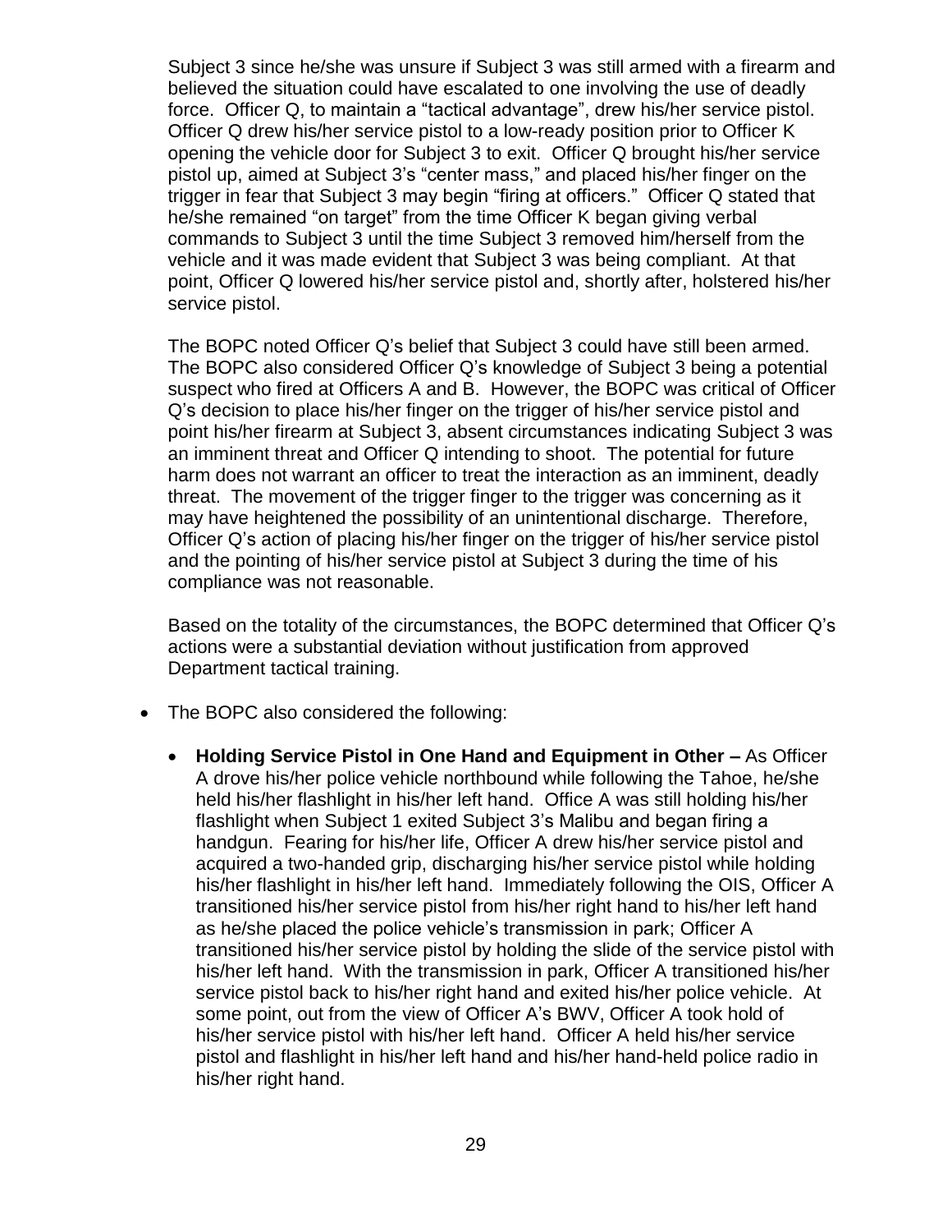Subject 3 since he/she was unsure if Subject 3 was still armed with a firearm and believed the situation could have escalated to one involving the use of deadly force. Officer Q, to maintain a "tactical advantage", drew his/her service pistol. Officer Q drew his/her service pistol to a low-ready position prior to Officer K opening the vehicle door for Subject 3 to exit. Officer Q brought his/her service pistol up, aimed at Subject 3's "center mass," and placed his/her finger on the trigger in fear that Subject 3 may begin "firing at officers." Officer Q stated that he/she remained "on target" from the time Officer K began giving verbal commands to Subject 3 until the time Subject 3 removed him/herself from the vehicle and it was made evident that Subject 3 was being compliant. At that point, Officer Q lowered his/her service pistol and, shortly after, holstered his/her service pistol.

The BOPC noted Officer Q's belief that Subject 3 could have still been armed. The BOPC also considered Officer Q's knowledge of Subject 3 being a potential suspect who fired at Officers A and B. However, the BOPC was critical of Officer Q's decision to place his/her finger on the trigger of his/her service pistol and point his/her firearm at Subject 3, absent circumstances indicating Subject 3 was an imminent threat and Officer Q intending to shoot. The potential for future harm does not warrant an officer to treat the interaction as an imminent, deadly threat. The movement of the trigger finger to the trigger was concerning as it may have heightened the possibility of an unintentional discharge. Therefore, Officer Q's action of placing his/her finger on the trigger of his/her service pistol and the pointing of his/her service pistol at Subject 3 during the time of his compliance was not reasonable.

Based on the totality of the circumstances, the BOPC determined that Officer Q's actions were a substantial deviation without justification from approved Department tactical training.

- The BOPC also considered the following:
  - **Holding Service Pistol in One Hand and Equipment in Other –** As Officer A drove his/her police vehicle northbound while following the Tahoe, he/she held his/her flashlight in his/her left hand. Office A was still holding his/her flashlight when Subject 1 exited Subject 3's Malibu and began firing a handgun. Fearing for his/her life, Officer A drew his/her service pistol and acquired a two-handed grip, discharging his/her service pistol while holding his/her flashlight in his/her left hand. Immediately following the OIS, Officer A transitioned his/her service pistol from his/her right hand to his/her left hand as he/she placed the police vehicle's transmission in park; Officer A transitioned his/her service pistol by holding the slide of the service pistol with his/her left hand. With the transmission in park, Officer A transitioned his/her service pistol back to his/her right hand and exited his/her police vehicle. At some point, out from the view of Officer A's BWV, Officer A took hold of his/her service pistol with his/her left hand. Officer A held his/her service pistol and flashlight in his/her left hand and his/her hand-held police radio in his/her right hand.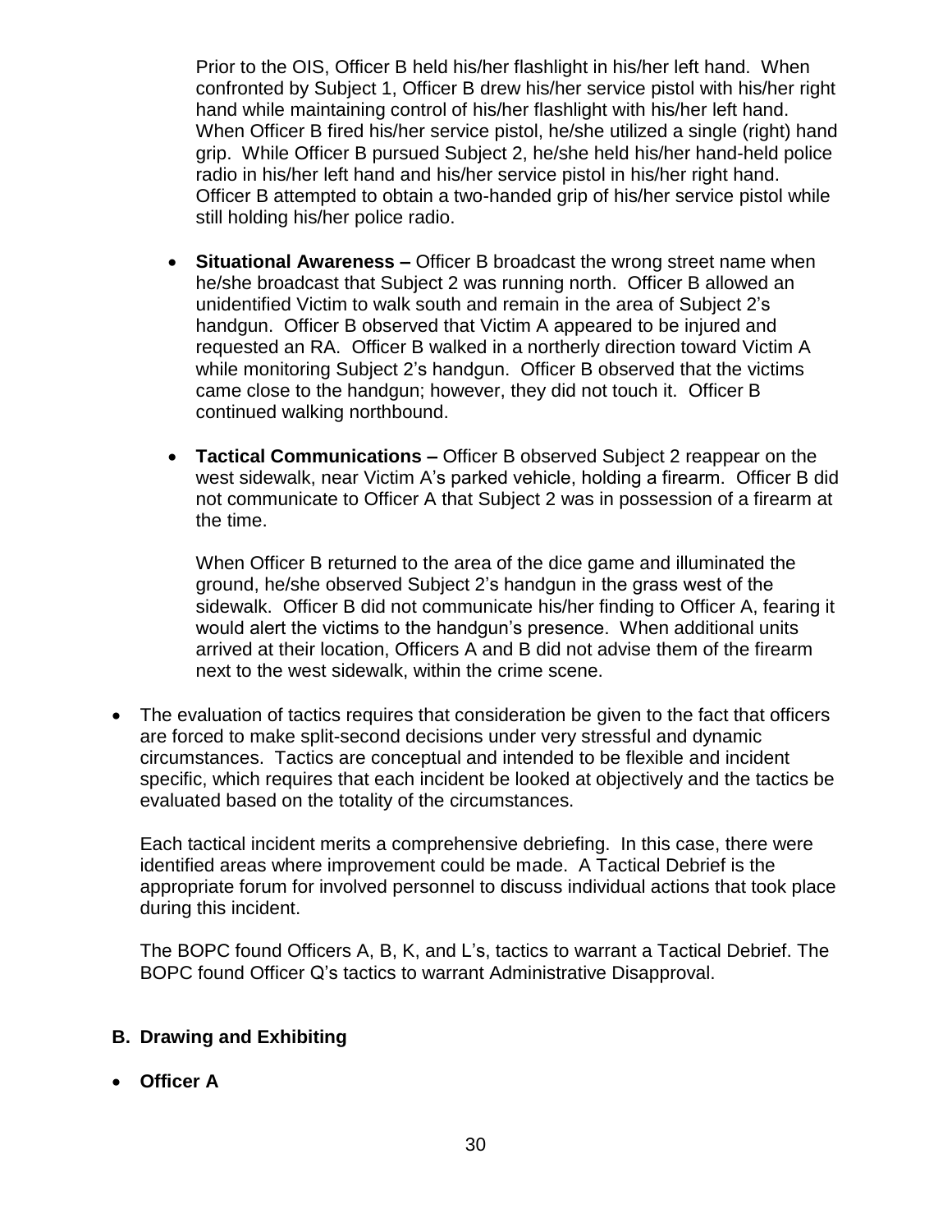Prior to the OIS, Officer B held his/her flashlight in his/her left hand. When confronted by Subject 1, Officer B drew his/her service pistol with his/her right hand while maintaining control of his/her flashlight with his/her left hand. When Officer B fired his/her service pistol, he/she utilized a single (right) hand grip. While Officer B pursued Subject 2, he/she held his/her hand-held police radio in his/her left hand and his/her service pistol in his/her right hand. Officer B attempted to obtain a two-handed grip of his/her service pistol while still holding his/her police radio.

- **Situational Awareness –** Officer B broadcast the wrong street name when he/she broadcast that Subject 2 was running north. Officer B allowed an unidentified Victim to walk south and remain in the area of Subject 2's handgun. Officer B observed that Victim A appeared to be injured and requested an RA. Officer B walked in a northerly direction toward Victim A while monitoring Subject 2's handgun. Officer B observed that the victims came close to the handgun; however, they did not touch it. Officer B continued walking northbound.

- **Tactical Communications –** Officer B observed Subject 2 reappear on the west sidewalk, near Victim A's parked vehicle, holding a firearm. Officer B did not communicate to Officer A that Subject 2 was in possession of a firearm at the time.

  When Officer B returned to the area of the dice game and illuminated the ground, he/she observed Subject 2's handgun in the grass west of the sidewalk. Officer B did not communicate his/her finding to Officer A, fearing it would alert the victims to the handgun's presence. When additional units arrived at their location, Officers A and B did not advise them of the firearm next to the west sidewalk, within the crime scene.

- The evaluation of tactics requires that consideration be given to the fact that officers are forced to make split-second decisions under very stressful and dynamic circumstances. Tactics are conceptual and intended to be flexible and incident specific, which requires that each incident be looked at objectively and the tactics be evaluated based on the totality of the circumstances.

  Each tactical incident merits a comprehensive debriefing. In this case, there were identified areas where improvement could be made. A Tactical Debrief is the appropriate forum for involved personnel to discuss individual actions that took place during this incident.

  The BOPC found Officers A, B, K, and L's, tactics to warrant a Tactical Debrief. The BOPC found Officer Q's tactics to warrant Administrative Disapproval.

### B. Drawing and Exhibiting

- **Officer A**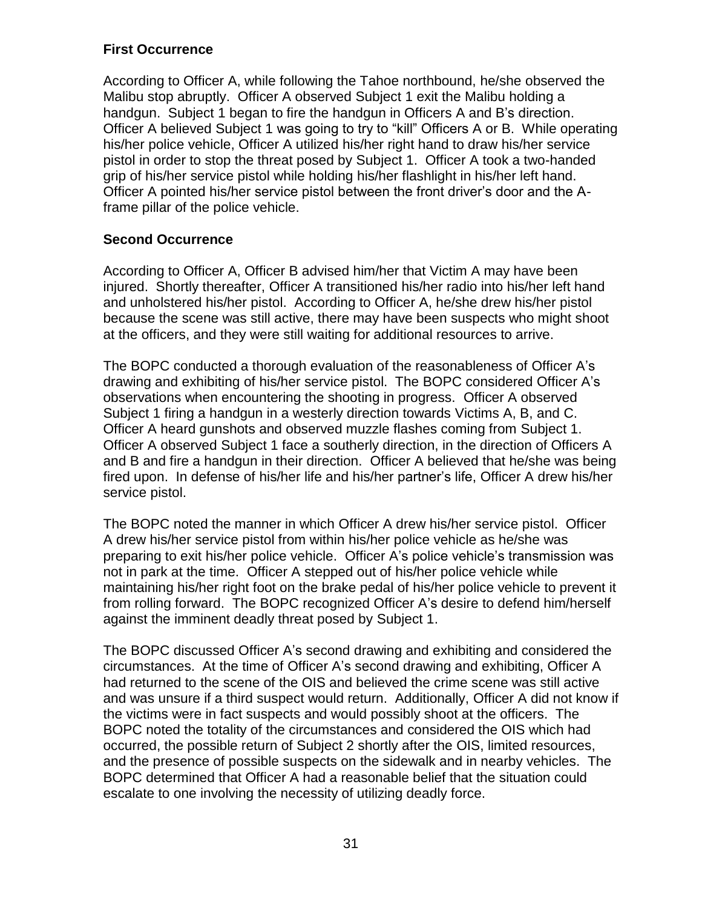**First Occurrence**

According to Officer A, while following the Tahoe northbound, he/she observed the Malibu stop abruptly. Officer A observed Subject 1 exit the Malibu holding a handgun. Subject 1 began to fire the handgun in Officers A and B's direction. Officer A believed Subject 1 was going to try to "kill" Officers A or B. While operating his/her police vehicle, Officer A utilized his/her right hand to draw his/her service pistol in order to stop the threat posed by Subject 1. Officer A took a two-handed grip of his/her service pistol while holding his/her flashlight in his/her left hand. Officer A pointed his/her service pistol between the front driver's door and the A-frame pillar of the police vehicle.

**Second Occurrence**

According to Officer A, Officer B advised him/her that Victim A may have been injured. Shortly thereafter, Officer A transitioned his/her radio into his/her left hand and unholstered his/her pistol. According to Officer A, he/she drew his/her pistol because the scene was still active, there may have been suspects who might shoot at the officers, and they were still waiting for additional resources to arrive.

The BOPC conducted a thorough evaluation of the reasonableness of Officer A's drawing and exhibiting of his/her service pistol. The BOPC considered Officer A's observations when encountering the shooting in progress. Officer A observed Subject 1 firing a handgun in a westerly direction towards Victims A, B, and C. Officer A heard gunshots and observed muzzle flashes coming from Subject 1. Officer A observed Subject 1 face a southerly direction, in the direction of Officers A and B and fire a handgun in their direction. Officer A believed that he/she was being fired upon. In defense of his/her life and his/her partner's life, Officer A drew his/her service pistol.

The BOPC noted the manner in which Officer A drew his/her service pistol. Officer A drew his/her service pistol from within his/her police vehicle as he/she was preparing to exit his/her police vehicle. Officer A's police vehicle's transmission was not in park at the time. Officer A stepped out of his/her police vehicle while maintaining his/her right foot on the brake pedal of his/her police vehicle to prevent it from rolling forward. The BOPC recognized Officer A's desire to defend him/herself against the imminent deadly threat posed by Subject 1.

The BOPC discussed Officer A's second drawing and exhibiting and considered the circumstances. At the time of Officer A's second drawing and exhibiting, Officer A had returned to the scene of the OIS and believed the crime scene was still active and was unsure if a third suspect would return. Additionally, Officer A did not know if the victims were in fact suspects and would possibly shoot at the officers. The BOPC noted the totality of the circumstances and considered the OIS which had occurred, the possible return of Subject 2 shortly after the OIS, limited resources, and the presence of possible suspects on the sidewalk and in nearby vehicles. The BOPC determined that Officer A had a reasonable belief that the situation could escalate to one involving the necessity of utilizing deadly force.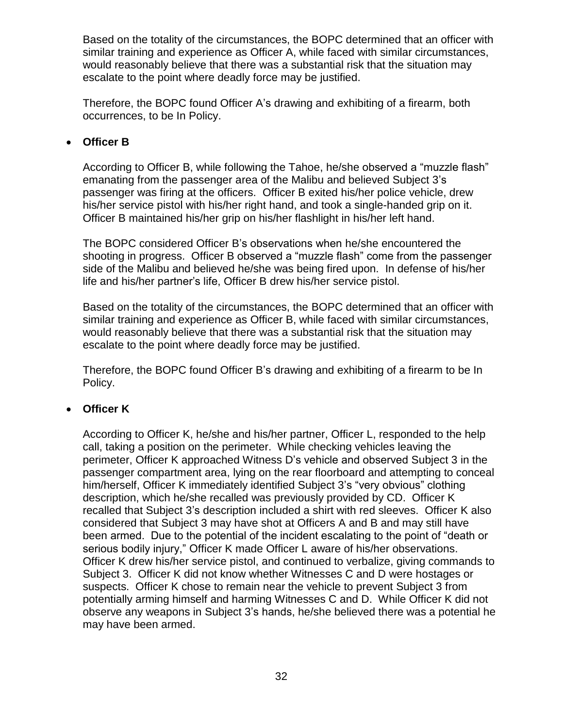Based on the totality of the circumstances, the BOPC determined that an officer with similar training and experience as Officer A, while faced with similar circumstances, would reasonably believe that there was a substantial risk that the situation may escalate to the point where deadly force may be justified.

Therefore, the BOPC found Officer A's drawing and exhibiting of a firearm, both occurrences, to be In Policy.

- **Officer B**

According to Officer B, while following the Tahoe, he/she observed a "muzzle flash" emanating from the passenger area of the Malibu and believed Subject 3's passenger was firing at the officers. Officer B exited his/her police vehicle, drew his/her service pistol with his/her right hand, and took a single-handed grip on it. Officer B maintained his/her grip on his/her flashlight in his/her left hand.

The BOPC considered Officer B's observations when he/she encountered the shooting in progress. Officer B observed a "muzzle flash" come from the passenger side of the Malibu and believed he/she was being fired upon. In defense of his/her life and his/her partner's life, Officer B drew his/her service pistol.

Based on the totality of the circumstances, the BOPC determined that an officer with similar training and experience as Officer B, while faced with similar circumstances, would reasonably believe that there was a substantial risk that the situation may escalate to the point where deadly force may be justified.

Therefore, the BOPC found Officer B's drawing and exhibiting of a firearm to be In Policy.

- **Officer K**

According to Officer K, he/she and his/her partner, Officer L, responded to the help call, taking a position on the perimeter. While checking vehicles leaving the perimeter, Officer K approached Witness D's vehicle and observed Subject 3 in the passenger compartment area, lying on the rear floorboard and attempting to conceal him/herself, Officer K immediately identified Subject 3's "very obvious" clothing description, which he/she recalled was previously provided by CD. Officer K recalled that Subject 3's description included a shirt with red sleeves. Officer K also considered that Subject 3 may have shot at Officers A and B and may still have been armed. Due to the potential of the incident escalating to the point of "death or serious bodily injury," Officer K made Officer L aware of his/her observations. Officer K drew his/her service pistol, and continued to verbalize, giving commands to Subject 3. Officer K did not know whether Witnesses C and D were hostages or suspects. Officer K chose to remain near the vehicle to prevent Subject 3 from potentially arming himself and harming Witnesses C and D. While Officer K did not observe any weapons in Subject 3's hands, he/she believed there was a potential he may have been armed.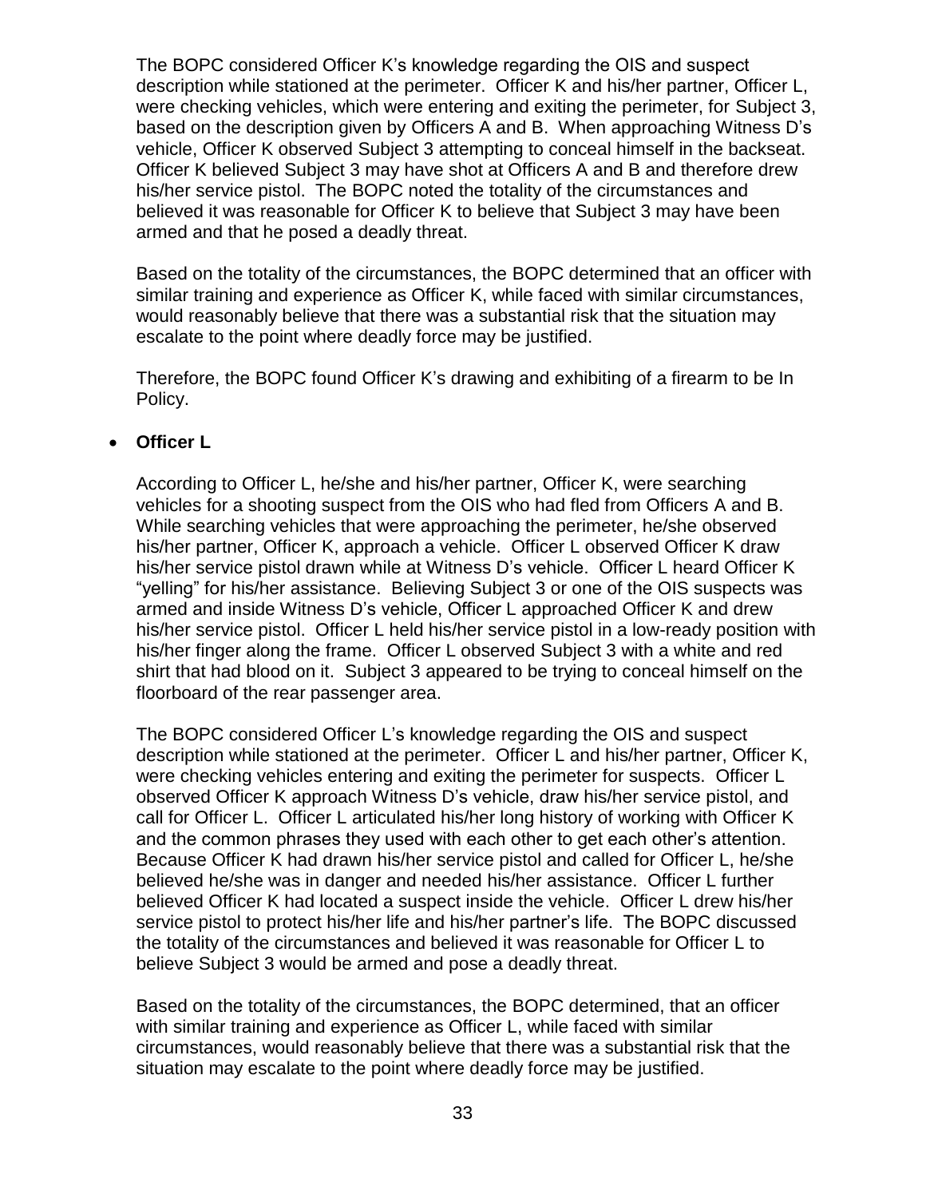The BOPC considered Officer K's knowledge regarding the OIS and suspect description while stationed at the perimeter. Officer K and his/her partner, Officer L, were checking vehicles, which were entering and exiting the perimeter, for Subject 3, based on the description given by Officers A and B. When approaching Witness D's vehicle, Officer K observed Subject 3 attempting to conceal himself in the backseat. Officer K believed Subject 3 may have shot at Officers A and B and therefore drew his/her service pistol. The BOPC noted the totality of the circumstances and believed it was reasonable for Officer K to believe that Subject 3 may have been armed and that he posed a deadly threat.

Based on the totality of the circumstances, the BOPC determined that an officer with similar training and experience as Officer K, while faced with similar circumstances, would reasonably believe that there was a substantial risk that the situation may escalate to the point where deadly force may be justified.

Therefore, the BOPC found Officer K's drawing and exhibiting of a firearm to be In Policy.

- **Officer L**

According to Officer L, he/she and his/her partner, Officer K, were searching vehicles for a shooting suspect from the OIS who had fled from Officers A and B. While searching vehicles that were approaching the perimeter, he/she observed his/her partner, Officer K, approach a vehicle. Officer L observed Officer K draw his/her service pistol drawn while at Witness D's vehicle. Officer L heard Officer K "yelling" for his/her assistance. Believing Subject 3 or one of the OIS suspects was armed and inside Witness D's vehicle, Officer L approached Officer K and drew his/her service pistol. Officer L held his/her service pistol in a low-ready position with his/her finger along the frame. Officer L observed Subject 3 with a white and red shirt that had blood on it. Subject 3 appeared to be trying to conceal himself on the floorboard of the rear passenger area.

The BOPC considered Officer L's knowledge regarding the OIS and suspect description while stationed at the perimeter. Officer L and his/her partner, Officer K, were checking vehicles entering and exiting the perimeter for suspects. Officer L observed Officer K approach Witness D's vehicle, draw his/her service pistol, and call for Officer L. Officer L articulated his/her long history of working with Officer K and the common phrases they used with each other to get each other's attention. Because Officer K had drawn his/her service pistol and called for Officer L, he/she believed he/she was in danger and needed his/her assistance. Officer L further believed Officer K had located a suspect inside the vehicle. Officer L drew his/her service pistol to protect his/her life and his/her partner's life. The BOPC discussed the totality of the circumstances and believed it was reasonable for Officer L to believe Subject 3 would be armed and pose a deadly threat.

Based on the totality of the circumstances, the BOPC determined, that an officer with similar training and experience as Officer L, while faced with similar circumstances, would reasonably believe that there was a substantial risk that the situation may escalate to the point where deadly force may be justified.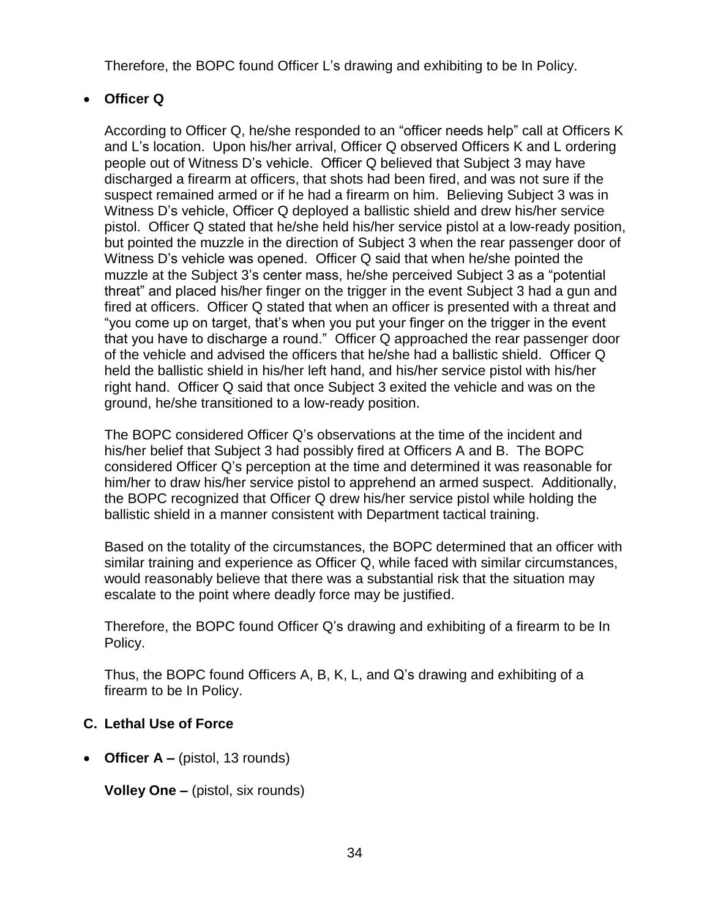Therefore, the BOPC found Officer L's drawing and exhibiting to be In Policy.

- **Officer Q**

According to Officer Q, he/she responded to an "officer needs help" call at Officers K and L's location. Upon his/her arrival, Officer Q observed Officers K and L ordering people out of Witness D's vehicle. Officer Q believed that Subject 3 may have discharged a firearm at officers, that shots had been fired, and was not sure if the suspect remained armed or if he had a firearm on him. Believing Subject 3 was in Witness D's vehicle, Officer Q deployed a ballistic shield and drew his/her service pistol. Officer Q stated that he/she held his/her service pistol at a low-ready position, but pointed the muzzle in the direction of Subject 3 when the rear passenger door of Witness D's vehicle was opened. Officer Q said that when he/she pointed the muzzle at the Subject 3's center mass, he/she perceived Subject 3 as a "potential threat" and placed his/her finger on the trigger in the event Subject 3 had a gun and fired at officers. Officer Q stated that when an officer is presented with a threat and "you come up on target, that's when you put your finger on the trigger in the event that you have to discharge a round." Officer Q approached the rear passenger door of the vehicle and advised the officers that he/she had a ballistic shield. Officer Q held the ballistic shield in his/her left hand, and his/her service pistol with his/her right hand. Officer Q said that once Subject 3 exited the vehicle and was on the ground, he/she transitioned to a low-ready position.

The BOPC considered Officer Q's observations at the time of the incident and his/her belief that Subject 3 had possibly fired at Officers A and B. The BOPC considered Officer Q's perception at the time and determined it was reasonable for him/her to draw his/her service pistol to apprehend an armed suspect. Additionally, the BOPC recognized that Officer Q drew his/her service pistol while holding the ballistic shield in a manner consistent with Department tactical training.

Based on the totality of the circumstances, the BOPC determined that an officer with similar training and experience as Officer Q, while faced with similar circumstances, would reasonably believe that there was a substantial risk that the situation may escalate to the point where deadly force may be justified.

Therefore, the BOPC found Officer Q's drawing and exhibiting of a firearm to be In Policy.

Thus, the BOPC found Officers A, B, K, L, and Q's drawing and exhibiting of a firearm to be In Policy.

### C. Lethal Use of Force

- **Officer A –** (pistol, 13 rounds)

**Volley One –** (pistol, six rounds)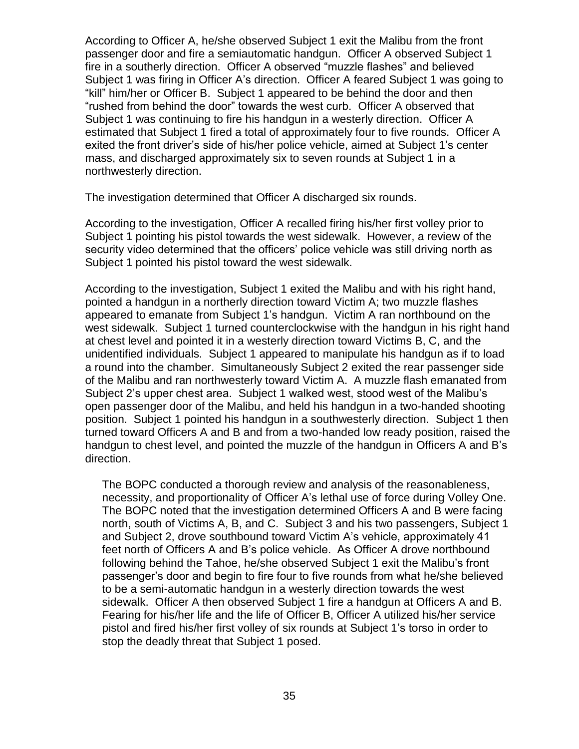According to Officer A, he/she observed Subject 1 exit the Malibu from the front passenger door and fire a semiautomatic handgun. Officer A observed Subject 1 fire in a southerly direction. Officer A observed "muzzle flashes" and believed Subject 1 was firing in Officer A's direction. Officer A feared Subject 1 was going to "kill" him/her or Officer B. Subject 1 appeared to be behind the door and then "rushed from behind the door" towards the west curb. Officer A observed that Subject 1 was continuing to fire his handgun in a westerly direction. Officer A estimated that Subject 1 fired a total of approximately four to five rounds. Officer A exited the front driver's side of his/her police vehicle, aimed at Subject 1's center mass, and discharged approximately six to seven rounds at Subject 1 in a northwesterly direction.

The investigation determined that Officer A discharged six rounds.

According to the investigation, Officer A recalled firing his/her first volley prior to Subject 1 pointing his pistol towards the west sidewalk. However, a review of the security video determined that the officers' police vehicle was still driving north as Subject 1 pointed his pistol toward the west sidewalk.

According to the investigation, Subject 1 exited the Malibu and with his right hand, pointed a handgun in a northerly direction toward Victim A; two muzzle flashes appeared to emanate from Subject 1's handgun. Victim A ran northbound on the west sidewalk. Subject 1 turned counterclockwise with the handgun in his right hand at chest level and pointed it in a westerly direction toward Victims B, C, and the unidentified individuals. Subject 1 appeared to manipulate his handgun as if to load a round into the chamber. Simultaneously Subject 2 exited the rear passenger side of the Malibu and ran northwesterly toward Victim A. A muzzle flash emanated from Subject 2's upper chest area. Subject 1 walked west, stood west of the Malibu's open passenger door of the Malibu, and held his handgun in a two-handed shooting position. Subject 1 pointed his handgun in a southwesterly direction. Subject 1 then turned toward Officers A and B and from a two-handed low ready position, raised the handgun to chest level, and pointed the muzzle of the handgun in Officers A and B's direction.

> The BOPC conducted a thorough review and analysis of the reasonableness, necessity, and proportionality of Officer A's lethal use of force during Volley One. The BOPC noted that the investigation determined Officers A and B were facing north, south of Victims A, B, and C. Subject 3 and his two passengers, Subject 1 and Subject 2, drove southbound toward Victim A's vehicle, approximately 41 feet north of Officers A and B's police vehicle. As Officer A drove northbound following behind the Tahoe, he/she observed Subject 1 exit the Malibu's front passenger's door and begin to fire four to five rounds from what he/she believed to be a semi-automatic handgun in a westerly direction towards the west sidewalk. Officer A then observed Subject 1 fire a handgun at Officers A and B. Fearing for his/her life and the life of Officer B, Officer A utilized his/her service pistol and fired his/her first volley of six rounds at Subject 1's torso in order to stop the deadly threat that Subject 1 posed.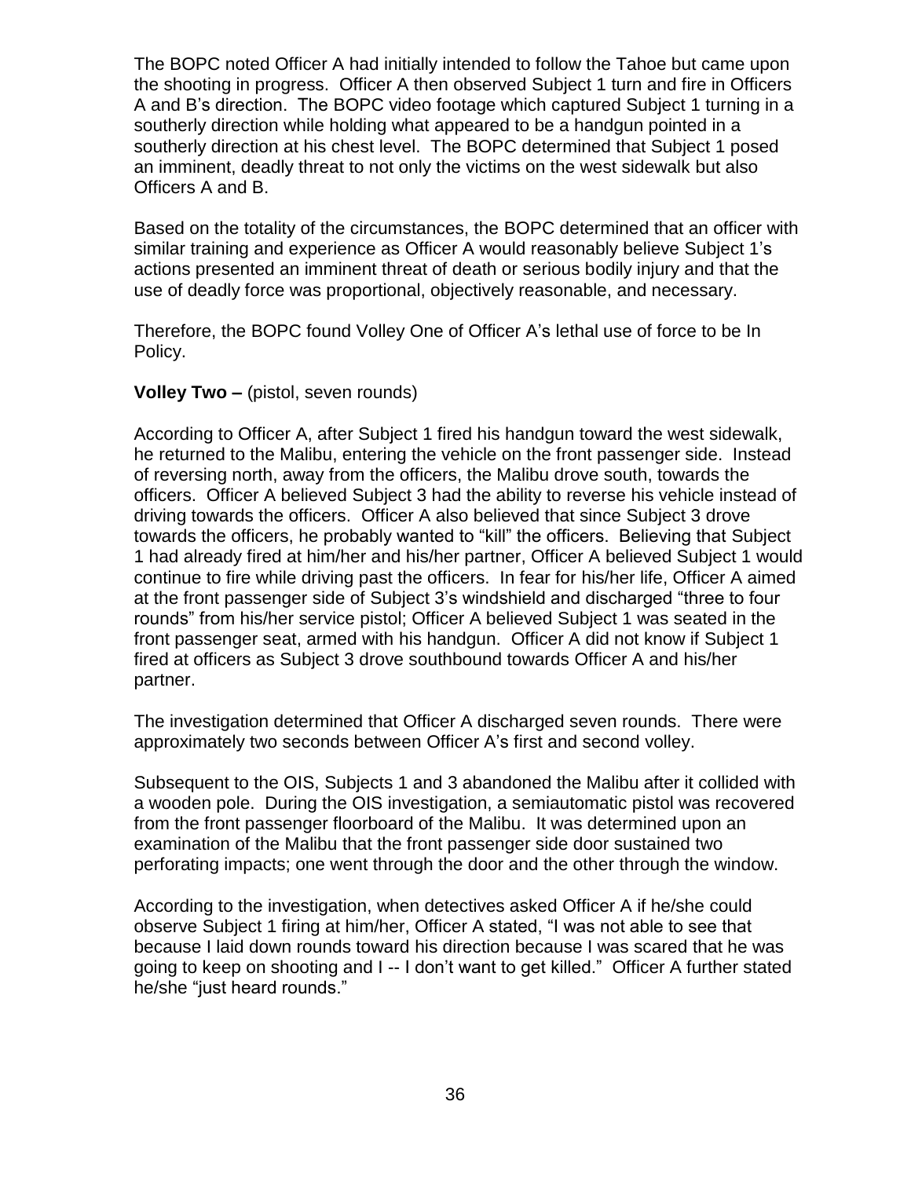The BOPC noted Officer A had initially intended to follow the Tahoe but came upon the shooting in progress. Officer A then observed Subject 1 turn and fire in Officers A and B's direction. The BOPC video footage which captured Subject 1 turning in a southerly direction while holding what appeared to be a handgun pointed in a southerly direction at his chest level. The BOPC determined that Subject 1 posed an imminent, deadly threat to not only the victims on the west sidewalk but also Officers A and B.

Based on the totality of the circumstances, the BOPC determined that an officer with similar training and experience as Officer A would reasonably believe Subject 1's actions presented an imminent threat of death or serious bodily injury and that the use of deadly force was proportional, objectively reasonable, and necessary.

Therefore, the BOPC found Volley One of Officer A's lethal use of force to be In Policy.

**Volley Two –** (pistol, seven rounds)

According to Officer A, after Subject 1 fired his handgun toward the west sidewalk, he returned to the Malibu, entering the vehicle on the front passenger side. Instead of reversing north, away from the officers, the Malibu drove south, towards the officers. Officer A believed Subject 3 had the ability to reverse his vehicle instead of driving towards the officers. Officer A also believed that since Subject 3 drove towards the officers, he probably wanted to "kill" the officers. Believing that Subject 1 had already fired at him/her and his/her partner, Officer A believed Subject 1 would continue to fire while driving past the officers. In fear for his/her life, Officer A aimed at the front passenger side of Subject 3's windshield and discharged "three to four rounds" from his/her service pistol; Officer A believed Subject 1 was seated in the front passenger seat, armed with his handgun. Officer A did not know if Subject 1 fired at officers as Subject 3 drove southbound towards Officer A and his/her partner.

The investigation determined that Officer A discharged seven rounds. There were approximately two seconds between Officer A's first and second volley.

Subsequent to the OIS, Subjects 1 and 3 abandoned the Malibu after it collided with a wooden pole. During the OIS investigation, a semiautomatic pistol was recovered from the front passenger floorboard of the Malibu. It was determined upon an examination of the Malibu that the front passenger side door sustained two perforating impacts; one went through the door and the other through the window.

According to the investigation, when detectives asked Officer A if he/she could observe Subject 1 firing at him/her, Officer A stated, "I was not able to see that because I laid down rounds toward his direction because I was scared that he was going to keep on shooting and I -- I don't want to get killed." Officer A further stated he/she "just heard rounds."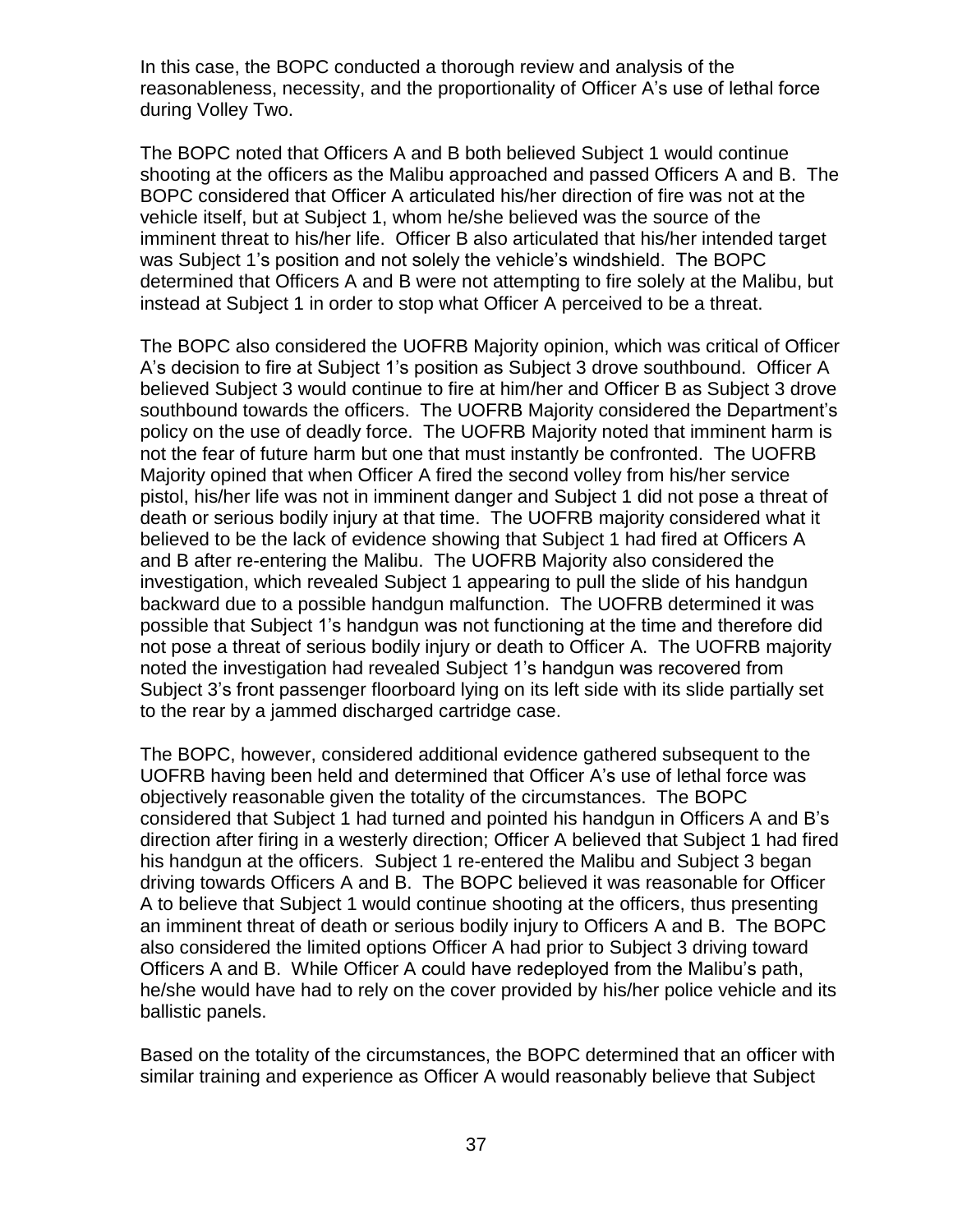In this case, the BOPC conducted a thorough review and analysis of the reasonableness, necessity, and the proportionality of Officer A's use of lethal force during Volley Two.

The BOPC noted that Officers A and B both believed Subject 1 would continue shooting at the officers as the Malibu approached and passed Officers A and B. The BOPC considered that Officer A articulated his/her direction of fire was not at the vehicle itself, but at Subject 1, whom he/she believed was the source of the imminent threat to his/her life. Officer B also articulated that his/her intended target was Subject 1's position and not solely the vehicle's windshield. The BOPC determined that Officers A and B were not attempting to fire solely at the Malibu, but instead at Subject 1 in order to stop what Officer A perceived to be a threat.

The BOPC also considered the UOFRB Majority opinion, which was critical of Officer A's decision to fire at Subject 1's position as Subject 3 drove southbound. Officer A believed Subject 3 would continue to fire at him/her and Officer B as Subject 3 drove southbound towards the officers. The UOFRB Majority considered the Department's policy on the use of deadly force. The UOFRB Majority noted that imminent harm is not the fear of future harm but one that must instantly be confronted. The UOFRB Majority opined that when Officer A fired the second volley from his/her service pistol, his/her life was not in imminent danger and Subject 1 did not pose a threat of death or serious bodily injury at that time. The UOFRB majority considered what it believed to be the lack of evidence showing that Subject 1 had fired at Officers A and B after re-entering the Malibu. The UOFRB Majority also considered the investigation, which revealed Subject 1 appearing to pull the slide of his handgun backward due to a possible handgun malfunction. The UOFRB determined it was possible that Subject 1's handgun was not functioning at the time and therefore did not pose a threat of serious bodily injury or death to Officer A. The UOFRB majority noted the investigation had revealed Subject 1's handgun was recovered from Subject 3's front passenger floorboard lying on its left side with its slide partially set to the rear by a jammed discharged cartridge case.

The BOPC, however, considered additional evidence gathered subsequent to the UOFRB having been held and determined that Officer A's use of lethal force was objectively reasonable given the totality of the circumstances. The BOPC considered that Subject 1 had turned and pointed his handgun in Officers A and B's direction after firing in a westerly direction; Officer A believed that Subject 1 had fired his handgun at the officers. Subject 1 re-entered the Malibu and Subject 3 began driving towards Officers A and B. The BOPC believed it was reasonable for Officer A to believe that Subject 1 would continue shooting at the officers, thus presenting an imminent threat of death or serious bodily injury to Officers A and B. The BOPC also considered the limited options Officer A had prior to Subject 3 driving toward Officers A and B. While Officer A could have redeployed from the Malibu's path, he/she would have had to rely on the cover provided by his/her police vehicle and its ballistic panels.

Based on the totality of the circumstances, the BOPC determined that an officer with similar training and experience as Officer A would reasonably believe that Subject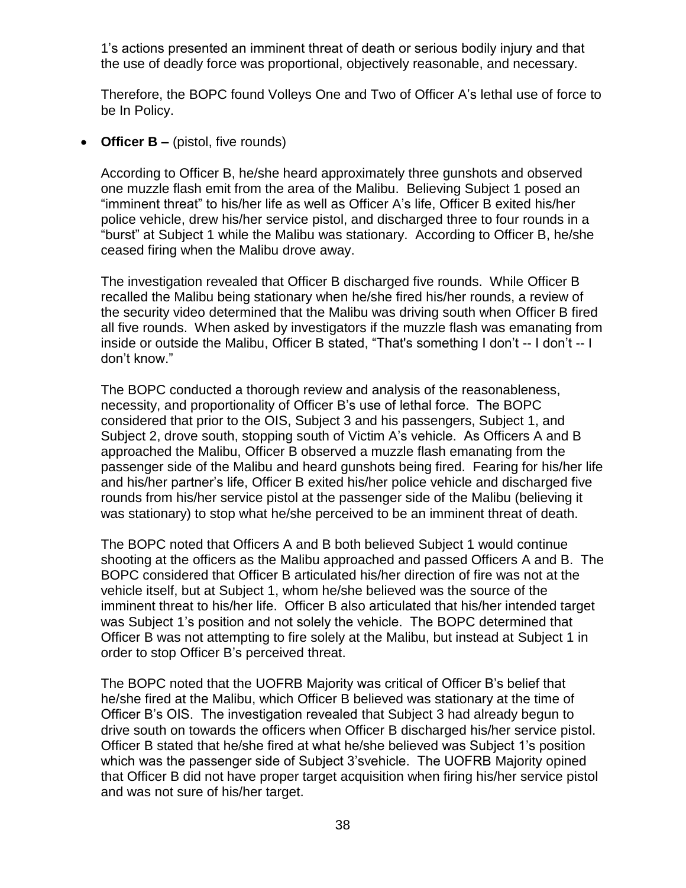1's actions presented an imminent threat of death or serious bodily injury and that the use of deadly force was proportional, objectively reasonable, and necessary.

Therefore, the BOPC found Volleys One and Two of Officer A's lethal use of force to be In Policy.

- **Officer B –** (pistol, five rounds)

  According to Officer B, he/she heard approximately three gunshots and observed one muzzle flash emit from the area of the Malibu. Believing Subject 1 posed an "imminent threat" to his/her life as well as Officer A's life, Officer B exited his/her police vehicle, drew his/her service pistol, and discharged three to four rounds in a "burst" at Subject 1 while the Malibu was stationary. According to Officer B, he/she ceased firing when the Malibu drove away.

  The investigation revealed that Officer B discharged five rounds. While Officer B recalled the Malibu being stationary when he/she fired his/her rounds, a review of the security video determined that the Malibu was driving south when Officer B fired all five rounds. When asked by investigators if the muzzle flash was emanating from inside or outside the Malibu, Officer B stated, "That's something I don't -- I don't -- I don't know."

  The BOPC conducted a thorough review and analysis of the reasonableness, necessity, and proportionality of Officer B's use of lethal force. The BOPC considered that prior to the OIS, Subject 3 and his passengers, Subject 1, and Subject 2, drove south, stopping south of Victim A's vehicle. As Officers A and B approached the Malibu, Officer B observed a muzzle flash emanating from the passenger side of the Malibu and heard gunshots being fired. Fearing for his/her life and his/her partner's life, Officer B exited his/her police vehicle and discharged five rounds from his/her service pistol at the passenger side of the Malibu (believing it was stationary) to stop what he/she perceived to be an imminent threat of death.

  The BOPC noted that Officers A and B both believed Subject 1 would continue shooting at the officers as the Malibu approached and passed Officers A and B. The BOPC considered that Officer B articulated his/her direction of fire was not at the vehicle itself, but at Subject 1, whom he/she believed was the source of the imminent threat to his/her life. Officer B also articulated that his/her intended target was Subject 1's position and not solely the vehicle. The BOPC determined that Officer B was not attempting to fire solely at the Malibu, but instead at Subject 1 in order to stop Officer B's perceived threat.

  The BOPC noted that the UOFRB Majority was critical of Officer B's belief that he/she fired at the Malibu, which Officer B believed was stationary at the time of Officer B's OIS. The investigation revealed that Subject 3 had already begun to drive south on towards the officers when Officer B discharged his/her service pistol. Officer B stated that he/she fired at what he/she believed was Subject 1's position which was the passenger side of Subject 3'svehicle. The UOFRB Majority opined that Officer B did not have proper target acquisition when firing his/her service pistol and was not sure of his/her target.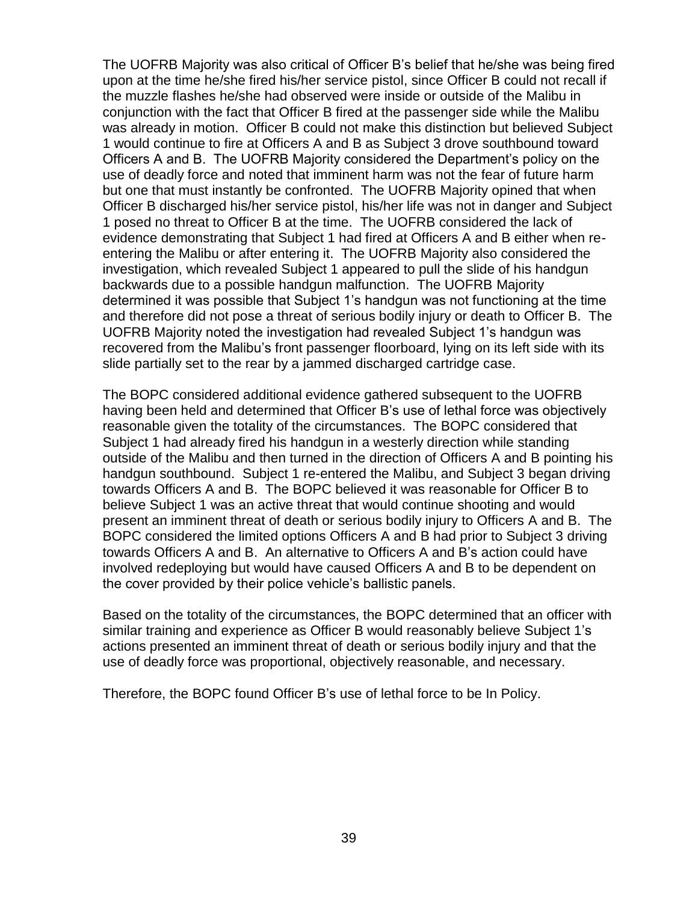The UOFRB Majority was also critical of Officer B's belief that he/she was being fired upon at the time he/she fired his/her service pistol, since Officer B could not recall if the muzzle flashes he/she had observed were inside or outside of the Malibu in conjunction with the fact that Officer B fired at the passenger side while the Malibu was already in motion. Officer B could not make this distinction but believed Subject 1 would continue to fire at Officers A and B as Subject 3 drove southbound toward Officers A and B. The UOFRB Majority considered the Department's policy on the use of deadly force and noted that imminent harm was not the fear of future harm but one that must instantly be confronted. The UOFRB Majority opined that when Officer B discharged his/her service pistol, his/her life was not in danger and Subject 1 posed no threat to Officer B at the time. The UOFRB considered the lack of evidence demonstrating that Subject 1 had fired at Officers A and B either when re-entering the Malibu or after entering it. The UOFRB Majority also considered the investigation, which revealed Subject 1 appeared to pull the slide of his handgun backwards due to a possible handgun malfunction. The UOFRB Majority determined it was possible that Subject 1's handgun was not functioning at the time and therefore did not pose a threat of serious bodily injury or death to Officer B. The UOFRB Majority noted the investigation had revealed Subject 1's handgun was recovered from the Malibu's front passenger floorboard, lying on its left side with its slide partially set to the rear by a jammed discharged cartridge case.

The BOPC considered additional evidence gathered subsequent to the UOFRB having been held and determined that Officer B's use of lethal force was objectively reasonable given the totality of the circumstances. The BOPC considered that Subject 1 had already fired his handgun in a westerly direction while standing outside of the Malibu and then turned in the direction of Officers A and B pointing his handgun southbound. Subject 1 re-entered the Malibu, and Subject 3 began driving towards Officers A and B. The BOPC believed it was reasonable for Officer B to believe Subject 1 was an active threat that would continue shooting and would present an imminent threat of death or serious bodily injury to Officers A and B. The BOPC considered the limited options Officers A and B had prior to Subject 3 driving towards Officers A and B. An alternative to Officers A and B's action could have involved redeploying but would have caused Officers A and B to be dependent on the cover provided by their police vehicle's ballistic panels.

Based on the totality of the circumstances, the BOPC determined that an officer with similar training and experience as Officer B would reasonably believe Subject 1's actions presented an imminent threat of death or serious bodily injury and that the use of deadly force was proportional, objectively reasonable, and necessary.

Therefore, the BOPC found Officer B's use of lethal force to be In Policy.